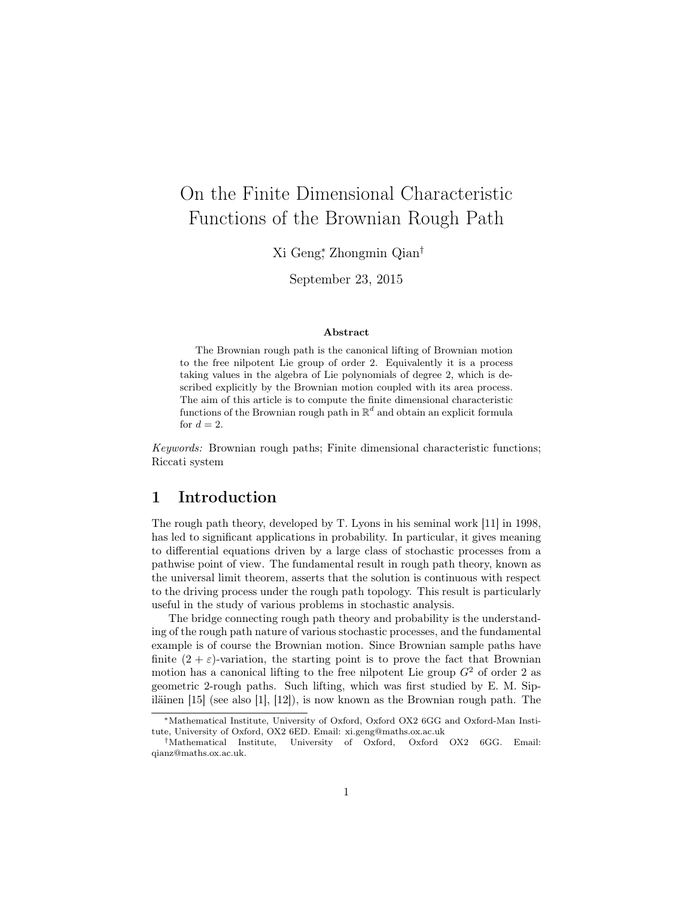# On the Finite Dimensional Characteristic Functions of the Brownian Rough Path

Xi Geng[*], Zhongmin Qian[†]

September 23, 2015

### Abstract

The Brownian rough path is the canonical lifting of Brownian motion to the free nilpotent Lie group of order 2. Equivalently it is a process taking values in the algebra of Lie polynomials of degree 2, which is described explicitly by the Brownian motion coupled with its area process. The aim of this article is to compute the finite dimensional characteristic functions of the Brownian rough path in $\mathbb{R}^d$ and obtain an explicit formula for $d = 2$.

*Keywords:* Brownian rough paths; Finite dimensional characteristic functions; Riccati system

## 1 Introduction

The rough path theory, developed by T. Lyons in his seminal work [11] in 1998, has led to significant applications in probability. In particular, it gives meaning to differential equations driven by a large class of stochastic processes from a pathwise point of view. The fundamental result in rough path theory, known as the universal limit theorem, asserts that the solution is continuous with respect to the driving process under the rough path topology. This result is particularly useful in the study of various problems in stochastic analysis.

The bridge connecting rough path theory and probability is the understanding of the rough path nature of various stochastic processes, and the fundamental example is of course the Brownian motion. Since Brownian sample paths have finite $(2+\varepsilon)$-variation, the starting point is to prove the fact that Brownian motion has a canonical lifting to the free nilpotent Lie group $G^2$ of order 2 as geometric 2-rough paths. Such lifting, which was first studied by E. M. Sipiläinen [15] (see also [1], [12]), is now known as the Brownian rough path. The

[*] Mathematical Institute, University of Oxford, Oxford OX2 6GG and Oxford-Man Institute, University of Oxford, OX2 6ED. Email: xi.geng@maths.ox.ac.uk

[†] Mathematical Institute, University of Oxford, Oxford OX2 6GG. Email: qianz@maths.ox.ac.uk.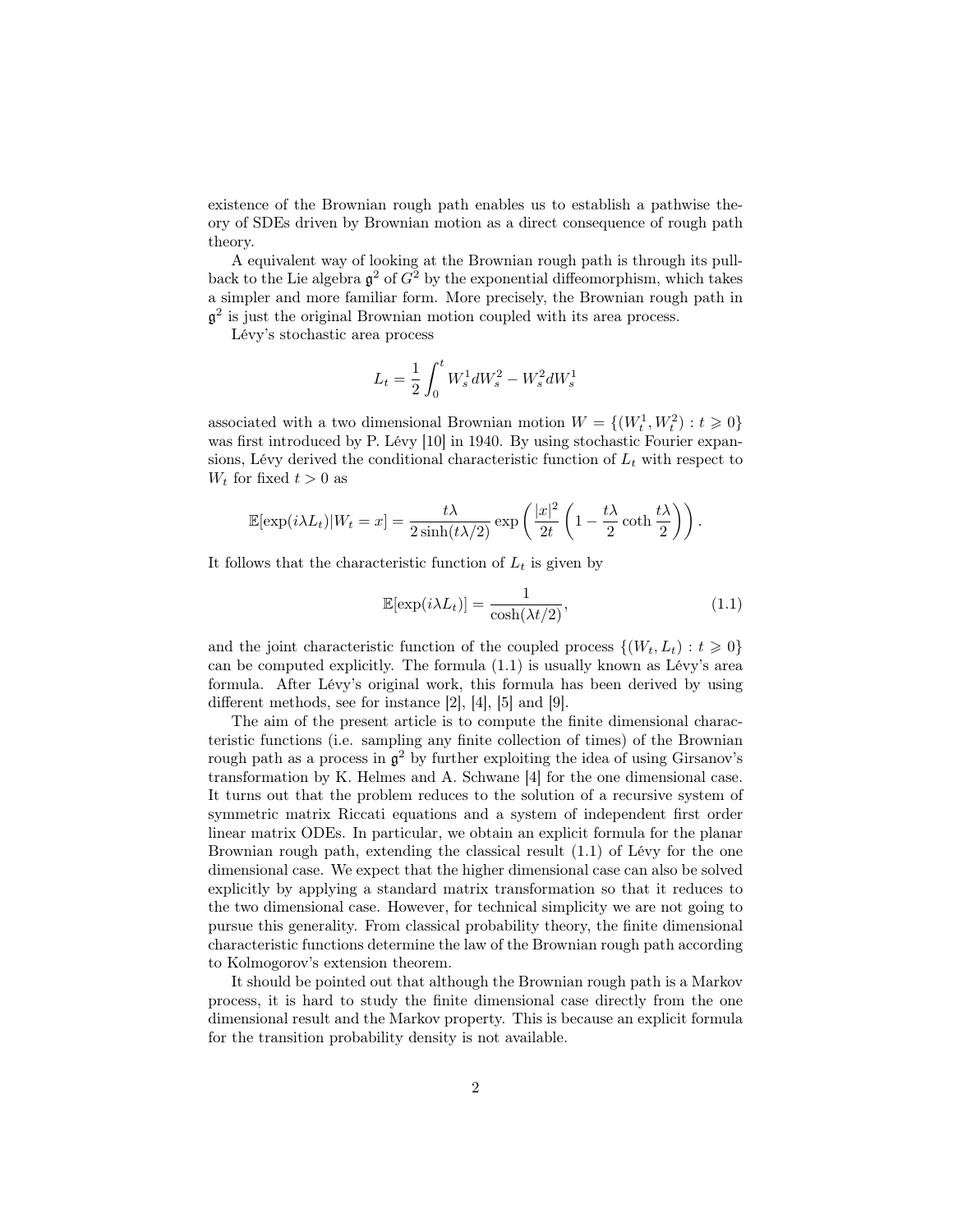existence of the Brownian rough path enables us to establish a pathwise theory of SDEs driven by Brownian motion as a direct consequence of rough path theory.

A equivalent way of looking at the Brownian rough path is through its pullback to the Lie algebra $\mathfrak{g}^2$ of $G^2$ by the exponential diffeomorphism, which takes a simpler and more familiar form. More precisely, the Brownian rough path in $\mathfrak{g}^2$ is just the original Brownian motion coupled with its area process.

Lévy's stochastic area process

$$L_t = \frac{1}{2}\int_0^t W_s^1 dW_s^2 - W_s^2 dW_s^1$$

associated with a two dimensional Brownian motion $W = \{(W_t^1, W_t^2) : t \geqslant 0\}$ was first introduced by P. Lévy [10] in 1940. By using stochastic Fourier expansions, Lévy derived the conditional characteristic function of $L_t$ with respect to $W_t$ for fixed $t > 0$ as

$$\mathbb{E}[\exp(i\lambda L_t)|W_t = x] = \frac{t\lambda}{2\sinh(t\lambda/2)} \exp\left(\frac{|x|^2}{2t}\left(1 - \frac{t\lambda}{2}\coth\frac{t\lambda}{2}\right)\right).$$

It follows that the characteristic function of $L_t$ is given by

$$\mathbb{E}[\exp(i\lambda L_t)] = \frac{1}{\cosh(\lambda t/2)}, \tag{1.1}$$

and the joint characteristic function of the coupled process $\{(W_t, L_t) : t \geqslant 0\}$ can be computed explicitly. The formula (1.1) is usually known as Lévy's area formula. After Lévy's original work, this formula has been derived by using different methods, see for instance [2], [4], [5] and [9].

The aim of the present article is to compute the finite dimensional characteristic functions (i.e. sampling any finite collection of times) of the Brownian rough path as a process in $\mathfrak{g}^2$ by further exploiting the idea of using Girsanov's transformation by K. Helmes and A. Schwane [4] for the one dimensional case. It turns out that the problem reduces to the solution of a recursive system of symmetric matrix Riccati equations and a system of independent first order linear matrix ODEs. In particular, we obtain an explicit formula for the planar Brownian rough path, extending the classical result (1.1) of Lévy for the one dimensional case. We expect that the higher dimensional case can also be solved explicitly by applying a standard matrix transformation so that it reduces to the two dimensional case. However, for technical simplicity we are not going to pursue this generality. From classical probability theory, the finite dimensional characteristic functions determine the law of the Brownian rough path according to Kolmogorov's extension theorem.

It should be pointed out that although the Brownian rough path is a Markov process, it is hard to study the finite dimensional case directly from the one dimensional result and the Markov property. This is because an explicit formula for the transition probability density is not available.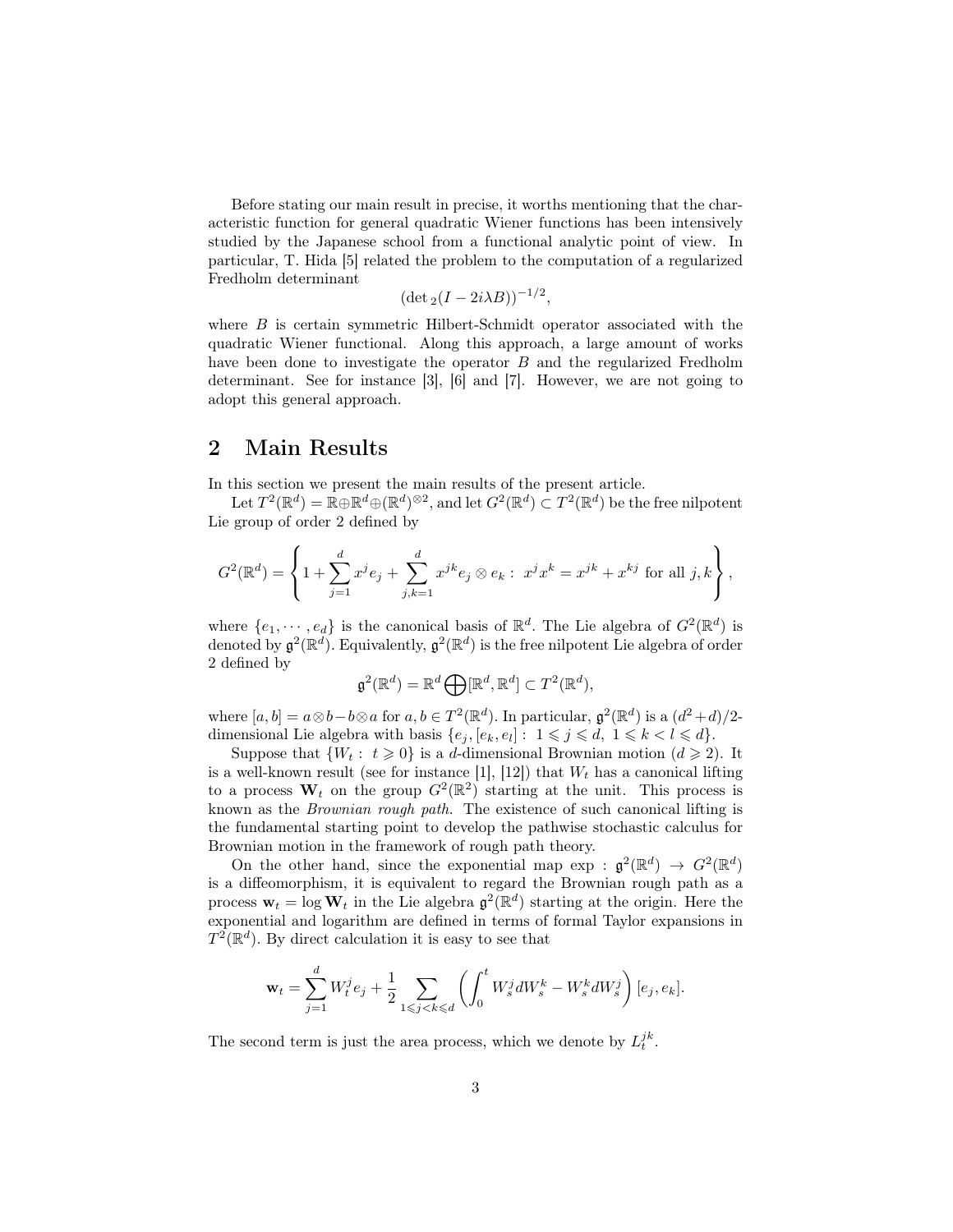Before stating our main result in precise, it worths mentioning that the characteristic function for general quadratic Wiener functions has been intensively studied by the Japanese school from a functional analytic point of view. In particular, T. Hida [5] related the problem to the computation of a regularized Fredholm determinant

$$(\det{}_2(I-2i\lambda B))^{-1/2},$$

where $B$ is certain symmetric Hilbert-Schmidt operator associated with the quadratic Wiener functional. Along this approach, a large amount of works have been done to investigate the operator $B$ and the regularized Fredholm determinant. See for instance [3], [6] and [7]. However, we are not going to adopt this general approach.

## 2 Main Results

In this section we present the main results of the present article.

Let $T^2(\mathbb{R}^d)=\mathbb{R}\oplus\mathbb{R}^d\oplus(\mathbb{R}^d)^{\otimes 2}$, and let $G^2(\mathbb{R}^d)\subset T^2(\mathbb{R}^d)$ be the free nilpotent Lie group of order 2 defined by

$$G^2(\mathbb{R}^d)=\left\{1+\sum_{j=1}^d x^j e_j+\sum_{j,k=1}^d x^{jk}e_j\otimes e_k:\ x^jx^k=x^{jk}+x^{kj}\text{ for all }j,k\right\},$$

where $\{e_1,\cdots,e_d\}$ is the canonical basis of $\mathbb{R}^d$. The Lie algebra of $G^2(\mathbb{R}^d)$ is denoted by $\mathfrak{g}^2(\mathbb{R}^d)$. Equivalently, $\mathfrak{g}^2(\mathbb{R}^d)$ is the free nilpotent Lie algebra of order 2 defined by

$$\mathfrak{g}^2(\mathbb{R}^d)=\mathbb{R}^d\bigoplus[\mathbb{R}^d,\mathbb{R}^d]\subset T^2(\mathbb{R}^d),$$

where $[a,b]=a\otimes b-b\otimes a$ for $a,b\in T^2(\mathbb{R}^d)$. In particular, $\mathfrak{g}^2(\mathbb{R}^d)$ is a $(d^2+d)/2$-dimensional Lie algebra with basis $\{e_j,[e_k,e_l]:\ 1\leqslant j\leqslant d,\ 1\leqslant k<l\leqslant d\}$.

Suppose that $\{W_t:\ t\geqslant 0\}$ is a $d$-dimensional Brownian motion ($d\geqslant 2$). It is a well-known result (see for instance [1], [12]) that $W_t$ has a canonical lifting to a process $\mathbf{W}_t$ on the group $G^2(\mathbb{R}^2)$ starting at the unit. This process is known as the *Brownian rough path.* The existence of such canonical lifting is the fundamental starting point to develop the pathwise stochastic calculus for Brownian motion in the framework of rough path theory.

On the other hand, since the exponential map $\exp:\mathfrak{g}^2(\mathbb{R}^d)\to G^2(\mathbb{R}^d)$ is a diffeomorphism, it is equivalent to regard the Brownian rough path as a process $\mathbf{w}_t=\log\mathbf{W}_t$ in the Lie algebra $\mathfrak{g}^2(\mathbb{R}^d)$ starting at the origin. Here the exponential and logarithm are defined in terms of formal Taylor expansions in $T^2(\mathbb{R}^d)$. By direct calculation it is easy to see that

$$\mathbf{w}_t=\sum_{j=1}^d W_t^je_j+\frac{1}{2}\sum_{1\leqslant j<k\leqslant d}\left(\int_0^t W_s^jdW_s^k-W_s^kdW_s^j\right)[e_j,e_k].$$

The second term is just the area process, which we denote by $L_t^{jk}$.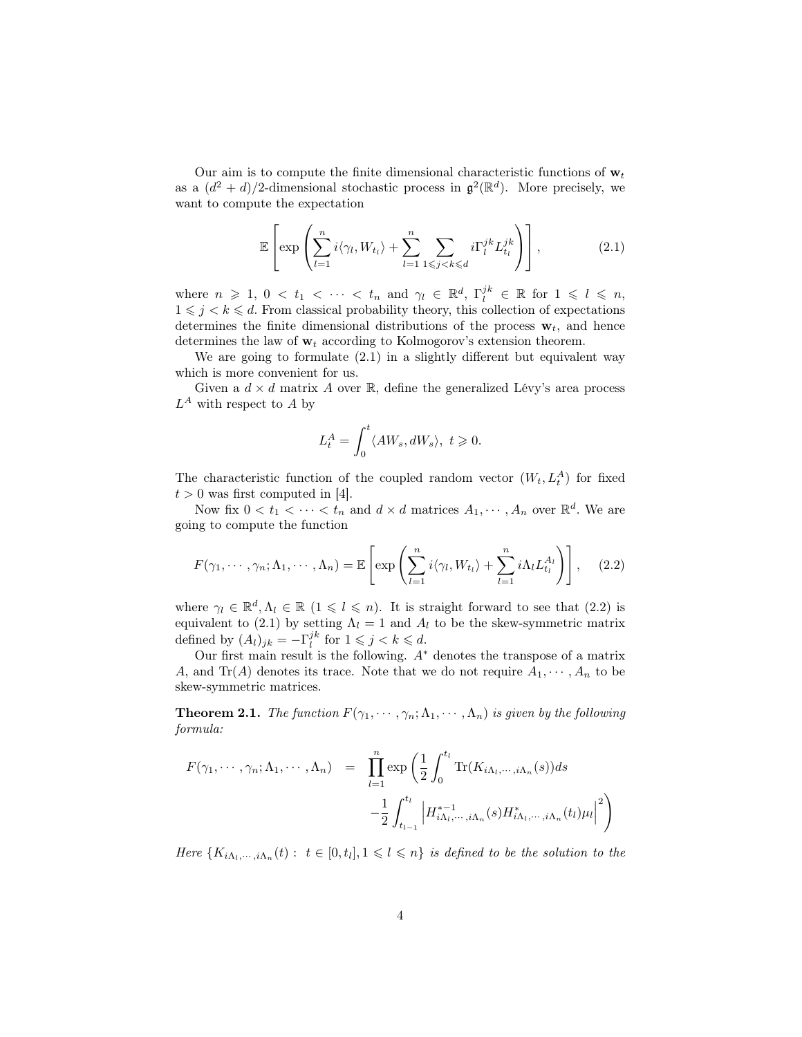Our aim is to compute the finite dimensional characteristic functions of $\mathbf{w}_t$ as a $(d^2+d)/2$-dimensional stochastic process in $\mathfrak{g}^2(\mathbb{R}^d)$. More precisely, we want to compute the expectation

$$\mathbb{E}\left[\exp\left(\sum_{l=1}^n i\langle\gamma_l, W_{t_l}\rangle + \sum_{l=1}^n \sum_{1\leqslant j<k\leqslant d} i\Gamma_l^{jk} L_{t_l}^{jk}\right)\right], \tag{2.1}$$

where $n \geqslant 1$, $0 < t_1 < \cdots < t_n$ and $\gamma_l \in \mathbb{R}^d$, $\Gamma_l^{jk} \in \mathbb{R}$ for $1 \leqslant l \leqslant n$, $1 \leqslant j < k \leqslant d$. From classical probability theory, this collection of expectations determines the finite dimensional distributions of the process $\mathbf{w}_t$, and hence determines the law of $\mathbf{w}_t$ according to Kolmogorov's extension theorem.

We are going to formulate (2.1) in a slightly different but equivalent way which is more convenient for us.

Given a $d\times d$ matrix $A$ over $\mathbb{R}$, define the generalized Lévy's area process $L^A$ with respect to $A$ by

$$L_t^A = \int_0^t \langle AW_s, dW_s\rangle,\ t \geqslant 0.$$

The characteristic function of the coupled random vector $(W_t, L_t^A)$ for fixed $t > 0$ was first computed in [4].

Now fix $0 < t_1 < \cdots < t_n$ and $d \times d$ matrices $A_1, \cdots, A_n$ over $\mathbb{R}^d$. We are going to compute the function

$$F(\gamma_1, \cdots, \gamma_n; \Lambda_1, \cdots, \Lambda_n) = \mathbb{E}\left[\exp\left(\sum_{l=1}^n i\langle\gamma_l, W_{t_l}\rangle + \sum_{l=1}^n i\Lambda_l L_{t_l}^{A_l}\right)\right], \tag{2.2}$$

where $\gamma_l \in \mathbb{R}^d, \Lambda_l \in \mathbb{R}$ $(1 \leqslant l \leqslant n)$. It is straight forward to see that (2.2) is equivalent to (2.1) by setting $\Lambda_l = 1$ and $A_l$ to be the skew-symmetric matrix defined by $(A_l)_{jk} = -\Gamma_l^{jk}$ for $1 \leqslant j < k \leqslant d$.

Our first main result is the following. $A^*$ denotes the transpose of a matrix $A$, and $\mathrm{Tr}(A)$ denotes its trace. Note that we do not require $A_1, \cdots, A_n$ to be skew-symmetric matrices.

**Theorem 2.1.** *The function $F(\gamma_1, \cdots, \gamma_n; \Lambda_1, \cdots, \Lambda_n)$ is given by the following formula:*

$$\begin{aligned} F(\gamma_1, \cdots, \gamma_n; \Lambda_1, \cdots, \Lambda_n) &= \prod_{l=1}^n \exp\left(\frac{1}{2}\int_0^{t_l} \mathrm{Tr}(K_{i\Lambda_l, \cdots, i\Lambda_n}(s))ds\right. \\ &\quad \left. -\frac{1}{2}\int_{t_{l-1}}^{t_l} \left|H_{i\Lambda_l,\cdots,i\Lambda_n}^{*-1}(s) H_{i\Lambda_l,\cdots,i\Lambda_n}^*(t_l)\mu_l\right|^2\right) \end{aligned}$$

*Here $\{K_{i\Lambda_l,\cdots,i\Lambda_n}(t) :\ t \in [0, t_l], 1 \leqslant l \leqslant n\}$ is defined to be the solution to the*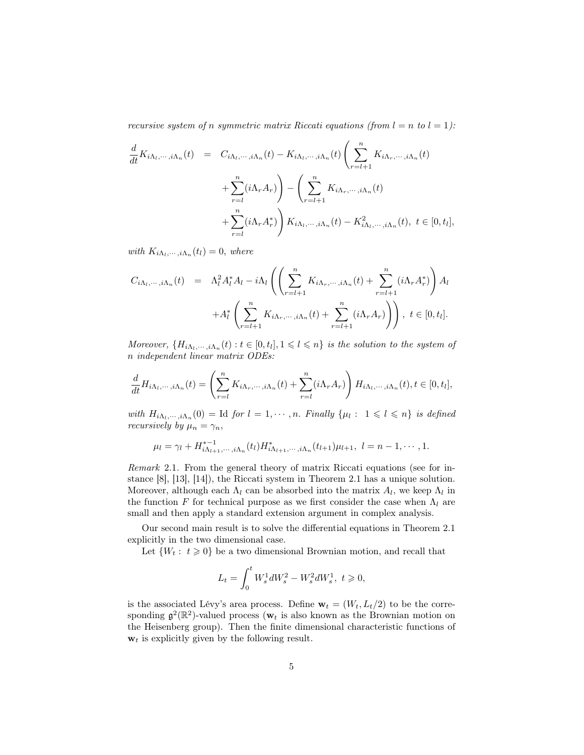*recursive system of $n$ symmetric matrix Riccati equations (from $l = n$ to $l = 1$):*

$$
\begin{aligned}
\frac{d}{dt}K_{i\Lambda_l,\cdots,i\Lambda_n}(t) &= C_{i\Lambda_l,\cdots,i\Lambda_n}(t) - K_{i\Lambda_l,\cdots,i\Lambda_n}(t)\left(\sum_{r=l+1}^{n} K_{i\Lambda_r,\cdots,i\Lambda_n}(t)\right. \\
&\quad \left. + \sum_{r=l}^{n}(i\Lambda_r A_r)\right) - \left(\sum_{r=l+1}^{n} K_{i\Lambda_r,\cdots,i\Lambda_n}(t)\right. \\
&\quad \left. + \sum_{r=l}^{n}(i\Lambda_r A_r^*)\right) K_{i\Lambda_l,\cdots,i\Lambda_n}(t) - K^2_{i\Lambda_l,\cdots,i\Lambda_n}(t),\ t\in[0,t_l],
\end{aligned}
$$

*with $K_{i\Lambda_l,\cdots,i\Lambda_n}(t_l) = 0$, where*

$$
\begin{aligned}
C_{i\Lambda_l,\cdots,i\Lambda_n}(t) &= \Lambda_l^2 A_l^* A_l - i\Lambda_l\left(\left(\sum_{r=l+1}^{n} K_{i\Lambda_r,\cdots,i\Lambda_n}(t) + \sum_{r=l+1}^{n}(i\Lambda_r A_r^*)\right) A_l\right. \\
&\quad \left. + A_l^*\left(\sum_{r=l+1}^{n} K_{i\Lambda_r,\cdots,i\Lambda_n}(t) + \sum_{r=l+1}^{n}(i\Lambda_r A_r)\right)\right),\ t\in[0,t_l].
\end{aligned}
$$

*Moreover, $\{H_{i\Lambda_l,\cdots,i\Lambda_n}(t) : t\in[0,t_l], 1\leqslant l\leqslant n\}$ is the solution to the system of $n$ independent linear matrix ODEs:*

$$
\frac{d}{dt}H_{i\Lambda_l,\cdots,i\Lambda_n}(t) = \left(\sum_{r=l}^{n} K_{i\Lambda_r,\cdots,i\Lambda_n}(t) + \sum_{r=l}^{n}(i\Lambda_r A_r)\right) H_{i\Lambda_l,\cdots,i\Lambda_n}(t), t\in[0,t_l],
$$

*with $H_{i\Lambda_l,\cdots,i\Lambda_n}(0) = \mathrm{Id}$ for $l = 1,\cdots,n$. Finally $\{\mu_l :\ 1\leqslant l\leqslant n\}$ is defined recursively by $\mu_n = \gamma_n$,*

$$
\mu_l = \gamma_l + H^{*-1}_{i\Lambda_{l+1},\cdots,i\Lambda_n}(t_l) H^*_{i\Lambda_{l+1},\cdots,i\Lambda_n}(t_{l+1})\mu_{l+1},\ l = n-1,\cdots,1.
$$

*Remark* 2.1. From the general theory of matrix Riccati equations (see for instance [8], [13], [14]), the Riccati system in Theorem 2.1 has a unique solution. Moreover, although each $\Lambda_l$ can be absorbed into the matrix $A_l$, we keep $\Lambda_l$ in the function $F$ for technical purpose as we first consider the case when $\Lambda_l$ are small and then apply a standard extension argument in complex analysis.

Our second main result is to solve the differential equations in Theorem 2.1 explicitly in the two dimensional case.

Let $\{W_t :\ t\geqslant 0\}$ be a two dimensional Brownian motion, and recall that

$$
L_t = \int_0^t W_s^1 dW_s^2 - W_s^2 dW_s^1,\ t\geqslant 0,
$$

is the associated Lévy's area process. Define $\mathbf{w}_t = (W_t, L_t/2)$ to be the corresponding $\mathfrak{g}^2(\mathbb{R}^2)$-valued process ($\mathbf{w}_t$ is also known as the Brownian motion on the Heisenberg group). Then the finite dimensional characteristic functions of $\mathbf{w}_t$ is explicitly given by the following result.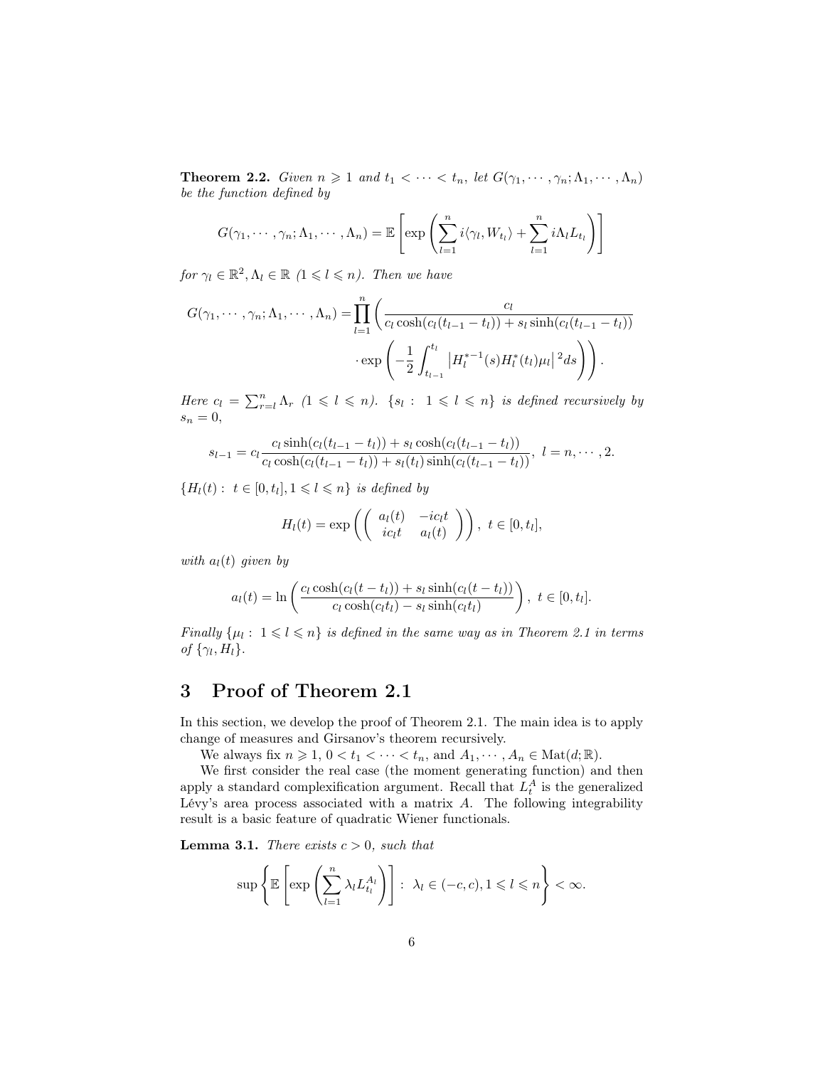**Theorem 2.2.** *Given $n \geqslant 1$ and $t_1 < \cdots < t_n$, let $G(\gamma_1, \cdots, \gamma_n; \Lambda_1, \cdots, \Lambda_n)$ be the function defined by*

$$G(\gamma_1, \cdots, \gamma_n; \Lambda_1, \cdots, \Lambda_n) = \mathbb{E}\left[\exp\left(\sum_{l=1}^n i\langle \gamma_l, W_{t_l}\rangle + \sum_{l=1}^n i\Lambda_l L_{t_l}\right)\right]$$

*for $\gamma_l \in \mathbb{R}^2, \Lambda_l \in \mathbb{R}$ $(1 \leqslant l \leqslant n)$. Then we have*

$$G(\gamma_1, \cdots, \gamma_n; \Lambda_1, \cdots, \Lambda_n) = \prod_{l=1}^n \Bigg( \frac{c_l}{c_l \cosh(c_l(t_{l-1} - t_l)) + s_l \sinh(c_l(t_{l-1} - t_l))} \cdot \exp\left(-\frac{1}{2}\int_{t_{l-1}}^{t_l} \left|H_l^{*-1}(s) H_l^*(t_l)\mu_l\right|^2 ds\right)\Bigg).$$

*Here $c_l = \sum_{r=l}^n \Lambda_r$ $(1 \leqslant l \leqslant n)$. $\{s_l : \ 1 \leqslant l \leqslant n\}$ is defined recursively by $s_n = 0$,*

$$s_{l-1} = c_l \frac{c_l \sinh(c_l(t_{l-1} - t_l)) + s_l \cosh(c_l(t_{l-1} - t_l))}{c_l \cosh(c_l(t_{l-1} - t_l)) + s_l(t_l) \sinh(c_l(t_{l-1} - t_l))}, \ l = n, \cdots, 2.$$

*$\{H_l(t) : \ t \in [0, t_l], 1 \leqslant l \leqslant n\}$ is defined by*

$$H_l(t) = \exp\left(\begin{pmatrix} a_l(t) & -ic_l t \\ ic_l t & a_l(t) \end{pmatrix}\right), \ t \in [0, t_l],$$

*with $a_l(t)$ given by*

$$a_l(t) = \ln\left(\frac{c_l \cosh(c_l(t - t_l)) + s_l \sinh(c_l(t - t_l))}{c_l \cosh(c_l t_l) - s_l \sinh(c_l t_l)}\right), \ t \in [0, t_l].$$

*Finally $\{\mu_l : \ 1 \leqslant l \leqslant n\}$ is defined in the same way as in Theorem 2.1 in terms of $\{\gamma_l, H_l\}$.*

# 3 Proof of Theorem 2.1

In this section, we develop the proof of Theorem 2.1. The main idea is to apply change of measures and Girsanov's theorem recursively.

We always fix $n \geqslant 1$, $0 < t_1 < \cdots < t_n$, and $A_1, \cdots, A_n \in \mathrm{Mat}(d; \mathbb{R})$.

We first consider the real case (the moment generating function) and then apply a standard complexification argument. Recall that $L_t^A$ is the generalized Lévy's area process associated with a matrix $A$. The following integrability result is a basic feature of quadratic Wiener functionals.

**Lemma 3.1.** *There exists $c > 0$, such that*

$$\sup\left\{\mathbb{E}\left[\exp\left(\sum_{l=1}^n \lambda_l L_{t_l}^{A_l}\right)\right] : \ \lambda_l \in (-c, c), 1 \leqslant l \leqslant n\right\} < \infty.$$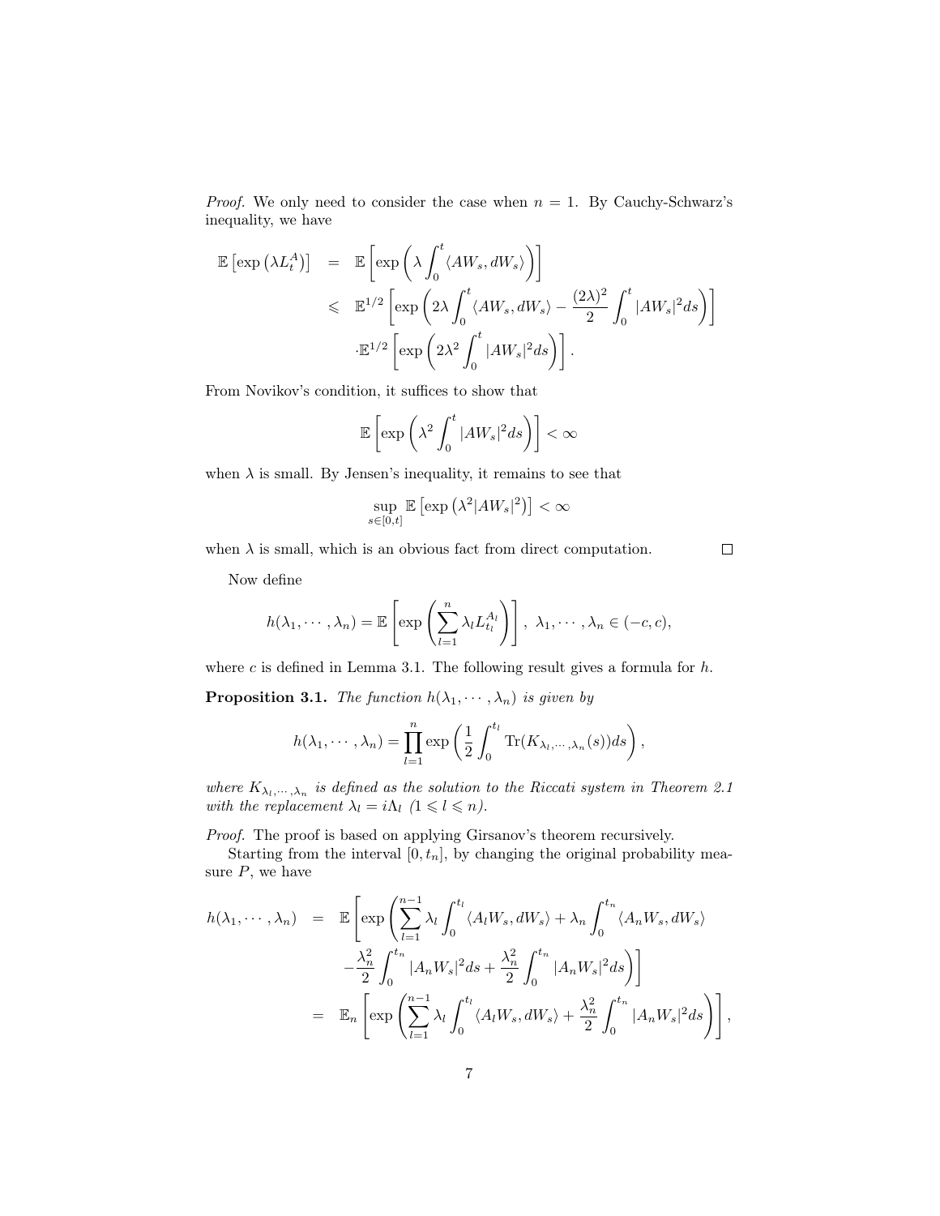*Proof.* We only need to consider the case when $n = 1$. By Cauchy-Schwarz's inequality, we have

$$
\begin{aligned}
\mathbb{E}\left[\exp\left(\lambda L_t^A\right)\right] &= \mathbb{E}\left[\exp\left(\lambda \int_0^t \langle AW_s, dW_s\rangle\right)\right] \\
&\leqslant \mathbb{E}^{1/2}\left[\exp\left(2\lambda \int_0^t \langle AW_s, dW_s\rangle - \frac{(2\lambda)^2}{2}\int_0^t |AW_s|^2 ds\right)\right] \\
&\quad \cdot \mathbb{E}^{1/2}\left[\exp\left(2\lambda^2 \int_0^t |AW_s|^2 ds\right)\right].
\end{aligned}
$$

From Novikov's condition, it suffices to show that

$$
\mathbb{E}\left[\exp\left(\lambda^2 \int_0^t |AW_s|^2 ds\right)\right] < \infty
$$

when $\lambda$ is small. By Jensen's inequality, it remains to see that

$$
\sup_{s\in[0,t]} \mathbb{E}\left[\exp\left(\lambda^2 |AW_s|^2\right)\right] < \infty
$$

when $\lambda$ is small, which is an obvious fact from direct computation. $\square$

Now define

$$
h(\lambda_1, \cdots, \lambda_n) = \mathbb{E}\left[\exp\left(\sum_{l=1}^n \lambda_l L_{t_l}^{A_l}\right)\right], \ \lambda_1, \cdots, \lambda_n \in (-c, c),
$$

where $c$ is defined in Lemma 3.1. The following result gives a formula for $h$.

**Proposition 3.1.** *The function $h(\lambda_1, \cdots, \lambda_n)$ is given by*

$$
h(\lambda_1, \cdots, \lambda_n) = \prod_{l=1}^n \exp\left(\frac{1}{2}\int_0^{t_l} \mathrm{Tr}(K_{\lambda_l, \cdots, \lambda_n}(s)) ds\right),
$$

*where $K_{\lambda_l, \cdots, \lambda_n}$ is defined as the solution to the Riccati system in Theorem 2.1 with the replacement $\lambda_l = i\Lambda_l$ ($1 \leqslant l \leqslant n$).*

*Proof.* The proof is based on applying Girsanov's theorem recursively.

Starting from the interval $[0, t_n]$, by changing the original probability measure $P$, we have

$$
\begin{aligned}
h(\lambda_1, \cdots, \lambda_n) &= \mathbb{E}\left[\exp\left(\sum_{l=1}^{n-1} \lambda_l \int_0^{t_l} \langle A_l W_s, dW_s\rangle + \lambda_n \int_0^{t_n} \langle A_n W_s, dW_s\rangle \right.\right. \\
&\quad \left.\left. - \frac{\lambda_n^2}{2}\int_0^{t_n} |A_n W_s|^2 ds + \frac{\lambda_n^2}{2}\int_0^{t_n} |A_n W_s|^2 ds\right)\right] \\
&= \mathbb{E}_n\left[\exp\left(\sum_{l=1}^{n-1} \lambda_l \int_0^{t_l} \langle A_l W_s, dW_s\rangle + \frac{\lambda_n^2}{2}\int_0^{t_n} |A_n W_s|^2 ds\right)\right],
\end{aligned}
$$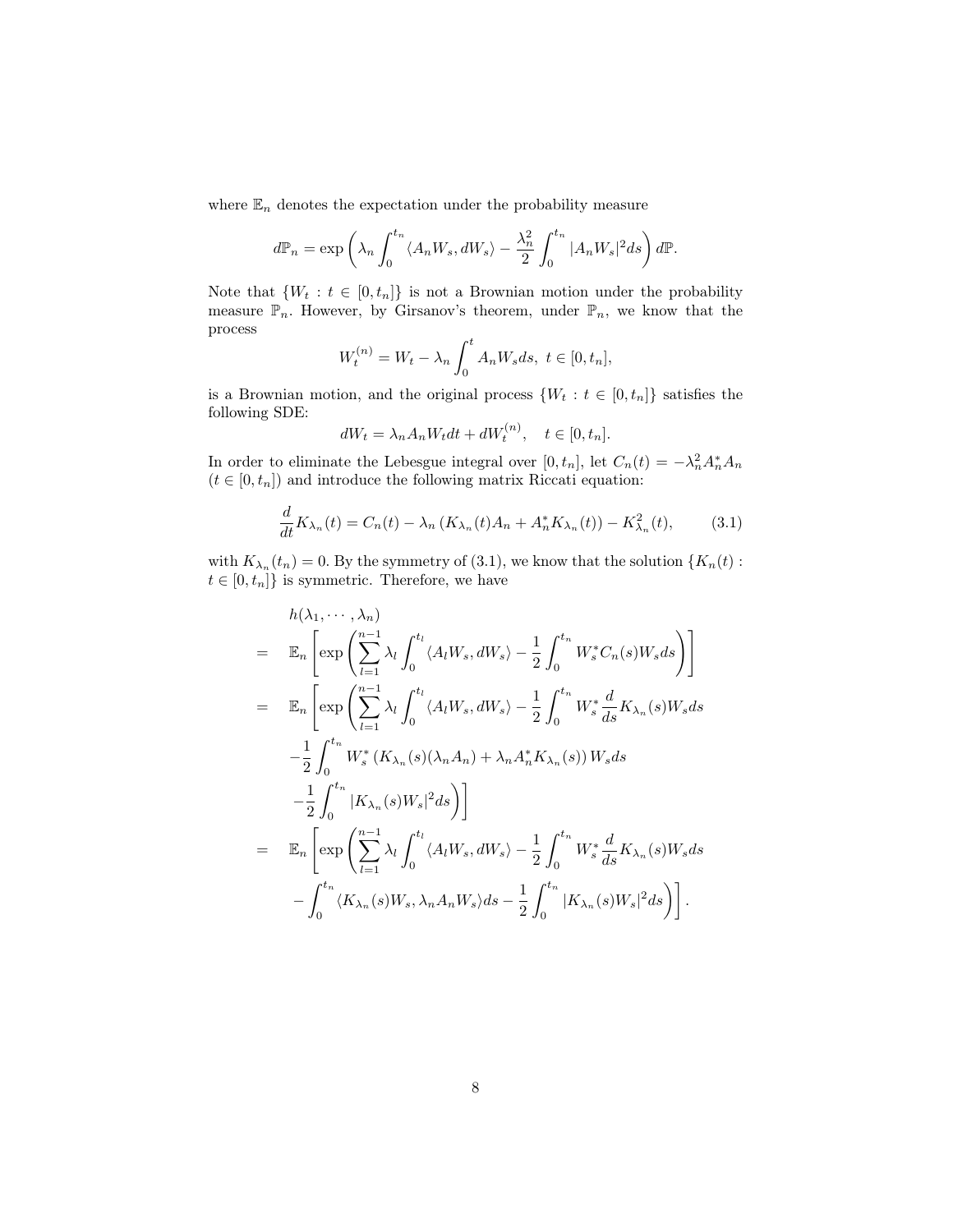where $\mathbb{E}_n$ denotes the expectation under the probability measure

$$d\mathbb{P}_n = \exp\left(\lambda_n \int_0^{t_n} \langle A_n W_s, dW_s\rangle - \frac{\lambda_n^2}{2}\int_0^{t_n} |A_n W_s|^2 ds\right) d\mathbb{P}.$$

Note that $\{W_t : t \in [0, t_n]\}$ is not a Brownian motion under the probability measure $\mathbb{P}_n$. However, by Girsanov's theorem, under $\mathbb{P}_n$, we know that the process

$$W_t^{(n)} = W_t - \lambda_n \int_0^t A_n W_s ds,\ t \in [0, t_n],$$

is a Brownian motion, and the original process $\{W_t : t \in [0, t_n]\}$ satisfies the following SDE:

$$dW_t = \lambda_n A_n W_t dt + dW_t^{(n)}, \quad t \in [0, t_n].$$

In order to eliminate the Lebesgue integral over $[0, t_n]$, let $C_n(t) = -\lambda_n^2 A_n^* A_n$ ($t \in [0, t_n]$) and introduce the following matrix Riccati equation:

$$\frac{d}{dt} K_{\lambda_n}(t) = C_n(t) - \lambda_n \left(K_{\lambda_n}(t) A_n + A_n^* K_{\lambda_n}(t)\right) - K_{\lambda_n}^2(t), \tag{3.1}$$

with $K_{\lambda_n}(t_n) = 0$. By the symmetry of (3.1), we know that the solution $\{K_n(t) : t \in [0, t_n]\}$ is symmetric. Therefore, we have

$$\begin{aligned}
& h(\lambda_1, \cdots, \lambda_n) \\
= \ & \mathbb{E}_n \left[\exp\left(\sum_{l=1}^{n-1} \lambda_l \int_0^{t_l} \langle A_l W_s, dW_s\rangle - \frac{1}{2}\int_0^{t_n} W_s^* C_n(s) W_s ds\right)\right] \\
= \ & \mathbb{E}_n \left[\exp\left(\sum_{l=1}^{n-1} \lambda_l \int_0^{t_l} \langle A_l W_s, dW_s\rangle - \frac{1}{2}\int_0^{t_n} W_s^* \frac{d}{ds} K_{\lambda_n}(s) W_s ds\right.\right. \\
& -\frac{1}{2}\int_0^{t_n} W_s^* \left(K_{\lambda_n}(s)(\lambda_n A_n) + \lambda_n A_n^* K_{\lambda_n}(s)\right) W_s ds \\
& \left.\left.-\frac{1}{2}\int_0^{t_n} |K_{\lambda_n}(s) W_s|^2 ds\right)\right] \\
= \ & \mathbb{E}_n \left[\exp\left(\sum_{l=1}^{n-1} \lambda_l \int_0^{t_l} \langle A_l W_s, dW_s\rangle - \frac{1}{2}\int_0^{t_n} W_s^* \frac{d}{ds} K_{\lambda_n}(s) W_s ds\right.\right. \\
& \left.\left.- \int_0^{t_n} \langle K_{\lambda_n}(s) W_s, \lambda_n A_n W_s\rangle ds - \frac{1}{2}\int_0^{t_n} |K_{\lambda_n}(s) W_s|^2 ds\right)\right].
\end{aligned}$$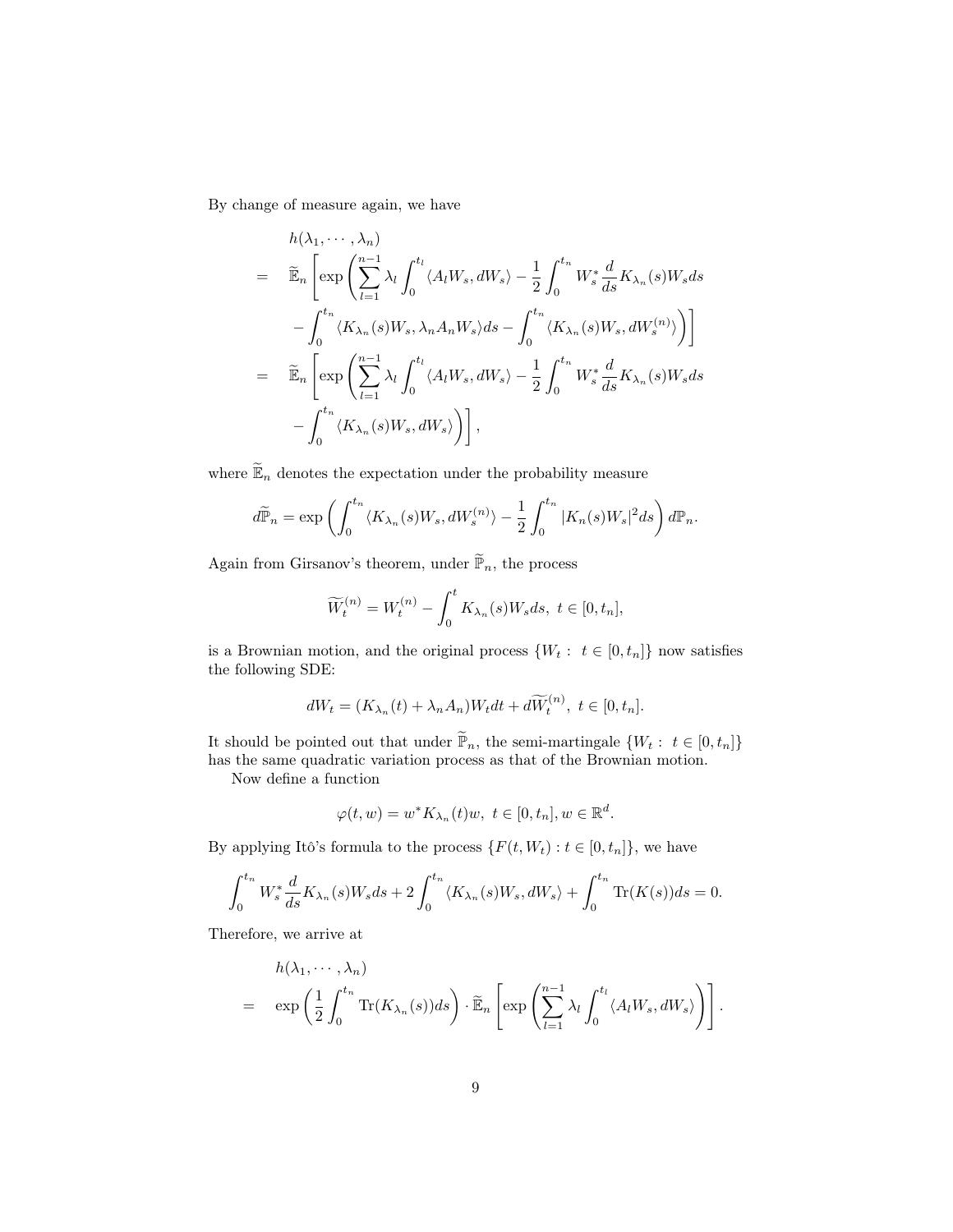By change of measure again, we have

$$
\begin{aligned}
& h(\lambda_1, \cdots, \lambda_n) \\
= \quad & \widetilde{\mathbb{E}}_n \left[ \exp\left( \sum_{l=1}^{n-1} \lambda_l \int_0^{t_l} \langle A_l W_s, dW_s \rangle - \frac{1}{2} \int_0^{t_n} W_s^* \frac{d}{ds} K_{\lambda_n}(s) W_s ds \right.\right. \\
& \left.\left. - \int_0^{t_n} \langle K_{\lambda_n}(s) W_s, \lambda_n A_n W_s \rangle ds - \int_0^{t_n} \langle K_{\lambda_n}(s) W_s, dW_s^{(n)} \rangle \right) \right] \\
= \quad & \widetilde{\mathbb{E}}_n \left[ \exp\left( \sum_{l=1}^{n-1} \lambda_l \int_0^{t_l} \langle A_l W_s, dW_s \rangle - \frac{1}{2} \int_0^{t_n} W_s^* \frac{d}{ds} K_{\lambda_n}(s) W_s ds \right.\right. \\
& \left.\left. - \int_0^{t_n} \langle K_{\lambda_n}(s) W_s, dW_s \rangle \right) \right],
\end{aligned}
$$

where $\widetilde{\mathbb{E}}_n$ denotes the expectation under the probability measure

$$
d\widetilde{\mathbb{P}}_n = \exp\left( \int_0^{t_n} \langle K_{\lambda_n}(s) W_s, dW_s^{(n)} \rangle - \frac{1}{2} \int_0^{t_n} |K_n(s) W_s|^2 ds \right) d\mathbb{P}_n.
$$

Again from Girsanov's theorem, under $\widetilde{\mathbb{P}}_n$, the process

$$
\widetilde{W}_t^{(n)} = W_t^{(n)} - \int_0^t K_{\lambda_n}(s) W_s ds, \ t \in [0, t_n],
$$

is a Brownian motion, and the original process $\{W_t : \ t \in [0, t_n]\}$ now satisfies the following SDE:

$$
dW_t = (K_{\lambda_n}(t) + \lambda_n A_n) W_t dt + d\widetilde{W}_t^{(n)}, \ t \in [0, t_n].
$$

It should be pointed out that under $\widetilde{\mathbb{P}}_n$, the semi-martingale $\{W_t : \ t \in [0, t_n]\}$ has the same quadratic variation process as that of the Brownian motion.

Now define a function

$$
\varphi(t, w) = w^* K_{\lambda_n}(t) w, \ t \in [0, t_n], w \in \mathbb{R}^d.
$$

By applying Itô's formula to the process $\{F(t, W_t) : t \in [0, t_n]\}$, we have

$$
\int_0^{t_n} W_s^* \frac{d}{ds} K_{\lambda_n}(s) W_s ds + 2 \int_0^{t_n} \langle K_{\lambda_n}(s) W_s, dW_s \rangle + \int_0^{t_n} \mathrm{Tr}(K(s)) ds = 0.
$$

Therefore, we arrive at

$$
\begin{aligned}
& h(\lambda_1, \cdots, \lambda_n) \\
= \quad & \exp\left( \frac{1}{2} \int_0^{t_n} \mathrm{Tr}(K_{\lambda_n}(s)) ds \right) \cdot \widetilde{\mathbb{E}}_n \left[ \exp\left( \sum_{l=1}^{n-1} \lambda_l \int_0^{t_l} \langle A_l W_s, dW_s \rangle \right) \right].
\end{aligned}
$$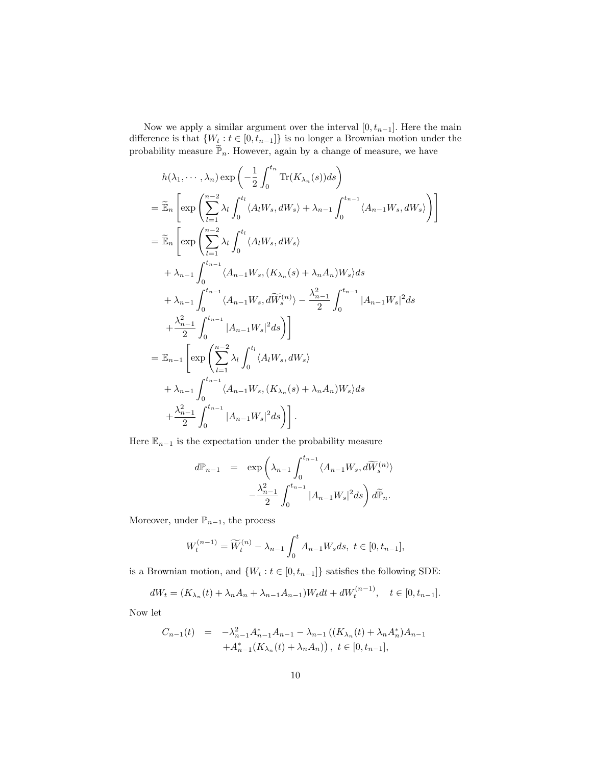Now we apply a similar argument over the interval $[0, t_{n-1}]$. Here the main difference is that $\{W_t : t \in [0, t_{n-1}]\}$ is no longer a Brownian motion under the probability measure $\widetilde{\mathbb{P}}_n$. However, again by a change of measure, we have

$$
\begin{aligned}
& h(\lambda_1, \cdots, \lambda_n) \exp\left(-\frac{1}{2}\int_0^{t_n} \mathrm{Tr}(K_{\lambda_n}(s))ds\right) \\
&= \widetilde{\mathbb{E}}_n\left[\exp\left(\sum_{l=1}^{n-2} \lambda_l \int_0^{t_l} \langle A_l W_s, dW_s\rangle + \lambda_{n-1}\int_0^{t_{n-1}} \langle A_{n-1} W_s, dW_s\rangle\right)\right] \\
&= \widetilde{\mathbb{E}}_n\Bigg[\exp\Bigg(\sum_{l=1}^{n-2} \lambda_l \int_0^{t_l} \langle A_l W_s, dW_s\rangle \\
&\quad + \lambda_{n-1}\int_0^{t_{n-1}} \langle A_{n-1} W_s, (K_{\lambda_n}(s) + \lambda_n A_n) W_s\rangle ds \\
&\quad + \lambda_{n-1}\int_0^{t_{n-1}} \langle A_{n-1} W_s, d\widetilde{W}_s^{(n)}\rangle - \frac{\lambda_{n-1}^2}{2}\int_0^{t_{n-1}} |A_{n-1} W_s|^2 ds \\
&\quad + \frac{\lambda_{n-1}^2}{2}\int_0^{t_{n-1}} |A_{n-1} W_s|^2 ds\Bigg)\Bigg] \\
&= \mathbb{E}_{n-1}\Bigg[\exp\Bigg(\sum_{l=1}^{n-2} \lambda_l \int_0^{t_l} \langle A_l W_s, dW_s\rangle \\
&\quad + \lambda_{n-1}\int_0^{t_{n-1}} \langle A_{n-1} W_s, (K_{\lambda_n}(s) + \lambda_n A_n) W_s\rangle ds \\
&\quad + \frac{\lambda_{n-1}^2}{2}\int_0^{t_{n-1}} |A_{n-1} W_s|^2 ds\Bigg)\Bigg].
\end{aligned}
$$

Here $\mathbb{E}_{n-1}$ is the expectation under the probability measure

$$
\begin{aligned}
d\mathbb{P}_{n-1} \quad = \quad & \exp\Bigg(\lambda_{n-1}\int_0^{t_{n-1}} \langle A_{n-1} W_s, d\widetilde{W}_s^{(n)}\rangle \\
& -\frac{\lambda_{n-1}^2}{2}\int_0^{t_{n-1}} |A_{n-1} W_s|^2 ds\Bigg) d\widetilde{\mathbb{P}}_n.
\end{aligned}
$$

Moreover, under $\mathbb{P}_{n-1}$, the process

$$
W_t^{(n-1)} = \widetilde{W}_t^{(n)} - \lambda_{n-1}\int_0^t A_{n-1} W_s ds, \ t \in [0, t_{n-1}],
$$

is a Brownian motion, and $\{W_t : t \in [0, t_{n-1}]\}$ satisfies the following SDE:

$$
dW_t = (K_{\lambda_n}(t) + \lambda_n A_n + \lambda_{n-1} A_{n-1}) W_t dt + dW_t^{(n-1)}, \quad t \in [0, t_{n-1}].
$$

Now let

$$
\begin{aligned}
C_{n-1}(t) \quad = \quad & -\lambda_{n-1}^2 A_{n-1}^* A_{n-1} - \lambda_{n-1}\big((K_{\lambda_n}(t) + \lambda_n A_n^*) A_{n-1} \\
& + A_{n-1}^*(K_{\lambda_n}(t) + \lambda_n A_n)\big), \ t \in [0, t_{n-1}],
\end{aligned}
$$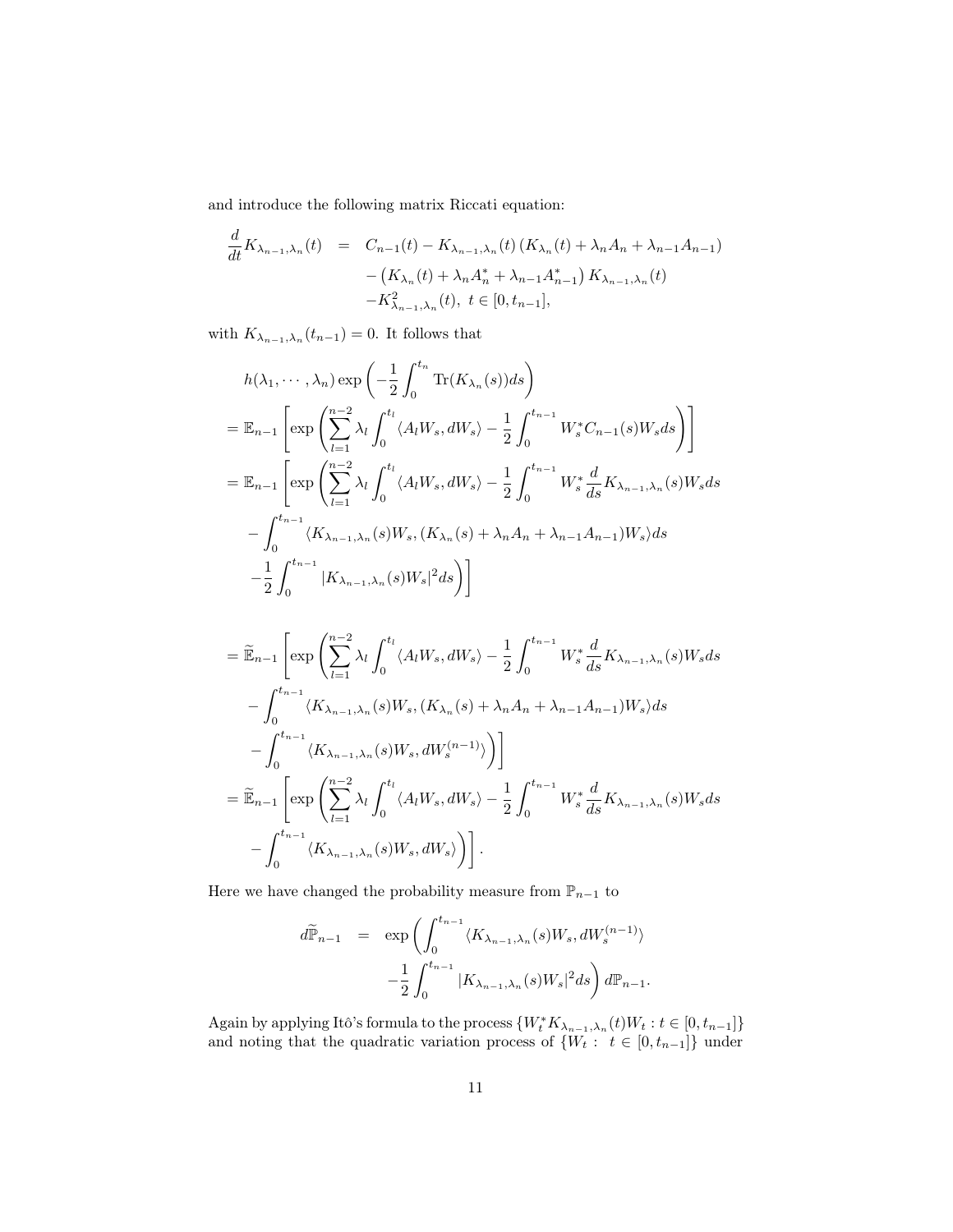and introduce the following matrix Riccati equation:

$$
\begin{aligned}
\frac{d}{dt}K_{\lambda_{n-1},\lambda_n}(t) &= C_{n-1}(t) - K_{\lambda_{n-1},\lambda_n}(t)\left(K_{\lambda_n}(t) + \lambda_n A_n + \lambda_{n-1}A_{n-1}\right) \\
&\quad - \left(K_{\lambda_n}(t) + \lambda_n A_n^* + \lambda_{n-1}A_{n-1}^*\right)K_{\lambda_{n-1},\lambda_n}(t) \\
&\quad - K^2_{\lambda_{n-1},\lambda_n}(t),\ t \in [0, t_{n-1}],
\end{aligned}
$$

with $K_{\lambda_{n-1},\lambda_n}(t_{n-1}) = 0$. It follows that

$$
\begin{aligned}
& h(\lambda_1, \cdots, \lambda_n)\exp\left(-\frac{1}{2}\int_0^{t_n}\mathrm{Tr}(K_{\lambda_n}(s))ds\right) \\
&= \mathbb{E}_{n-1}\left[\exp\left(\sum_{l=1}^{n-2}\lambda_l\int_0^{t_l}\langle A_l W_s, dW_s\rangle - \frac{1}{2}\int_0^{t_{n-1}}W_s^* C_{n-1}(s)W_s ds\right)\right] \\
&= \mathbb{E}_{n-1}\left[\exp\left(\sum_{l=1}^{n-2}\lambda_l\int_0^{t_l}\langle A_l W_s, dW_s\rangle - \frac{1}{2}\int_0^{t_{n-1}}W_s^*\frac{d}{ds}K_{\lambda_{n-1},\lambda_n}(s)W_s ds\right.\right. \\
&\quad - \int_0^{t_{n-1}}\langle K_{\lambda_{n-1},\lambda_n}(s)W_s, (K_{\lambda_n}(s) + \lambda_n A_n + \lambda_{n-1}A_{n-1})W_s\rangle ds \\
&\quad \left.\left. - \frac{1}{2}\int_0^{t_{n-1}}|K_{\lambda_{n-1},\lambda_n}(s)W_s|^2 ds\right)\right]
\end{aligned}
$$

$$
\begin{aligned}
&= \widetilde{\mathbb{E}}_{n-1}\left[\exp\left(\sum_{l=1}^{n-2}\lambda_l\int_0^{t_l}\langle A_l W_s, dW_s\rangle - \frac{1}{2}\int_0^{t_{n-1}}W_s^*\frac{d}{ds}K_{\lambda_{n-1},\lambda_n}(s)W_s ds\right.\right. \\
&\quad - \int_0^{t_{n-1}}\langle K_{\lambda_{n-1},\lambda_n}(s)W_s, (K_{\lambda_n}(s) + \lambda_n A_n + \lambda_{n-1}A_{n-1})W_s\rangle ds \\
&\quad \left.\left. - \int_0^{t_{n-1}}\langle K_{\lambda_{n-1},\lambda_n}(s)W_s, dW_s^{(n-1)}\rangle\right)\right] \\
&= \widetilde{\mathbb{E}}_{n-1}\left[\exp\left(\sum_{l=1}^{n-2}\lambda_l\int_0^{t_l}\langle A_l W_s, dW_s\rangle - \frac{1}{2}\int_0^{t_{n-1}}W_s^*\frac{d}{ds}K_{\lambda_{n-1},\lambda_n}(s)W_s ds\right.\right. \\
&\quad \left.\left. - \int_0^{t_{n-1}}\langle K_{\lambda_{n-1},\lambda_n}(s)W_s, dW_s\rangle\right)\right].
\end{aligned}
$$

Here we have changed the probability measure from $\mathbb{P}_{n-1}$ to

$$
\begin{aligned}
d\widetilde{\mathbb{P}}_{n-1} &= \exp\left(\int_0^{t_{n-1}}\langle K_{\lambda_{n-1},\lambda_n}(s)W_s, dW_s^{(n-1)}\rangle\right. \\
&\quad \left. - \frac{1}{2}\int_0^{t_{n-1}}|K_{\lambda_{n-1},\lambda_n}(s)W_s|^2 ds\right) d\mathbb{P}_{n-1}.
\end{aligned}
$$

Again by applying Itô's formula to the process $\{W_t^* K_{\lambda_{n-1},\lambda_n}(t)W_t : t \in [0, t_{n-1}]\}$ and noting that the quadratic variation process of $\{W_t :\ t \in [0, t_{n-1}]\}$ under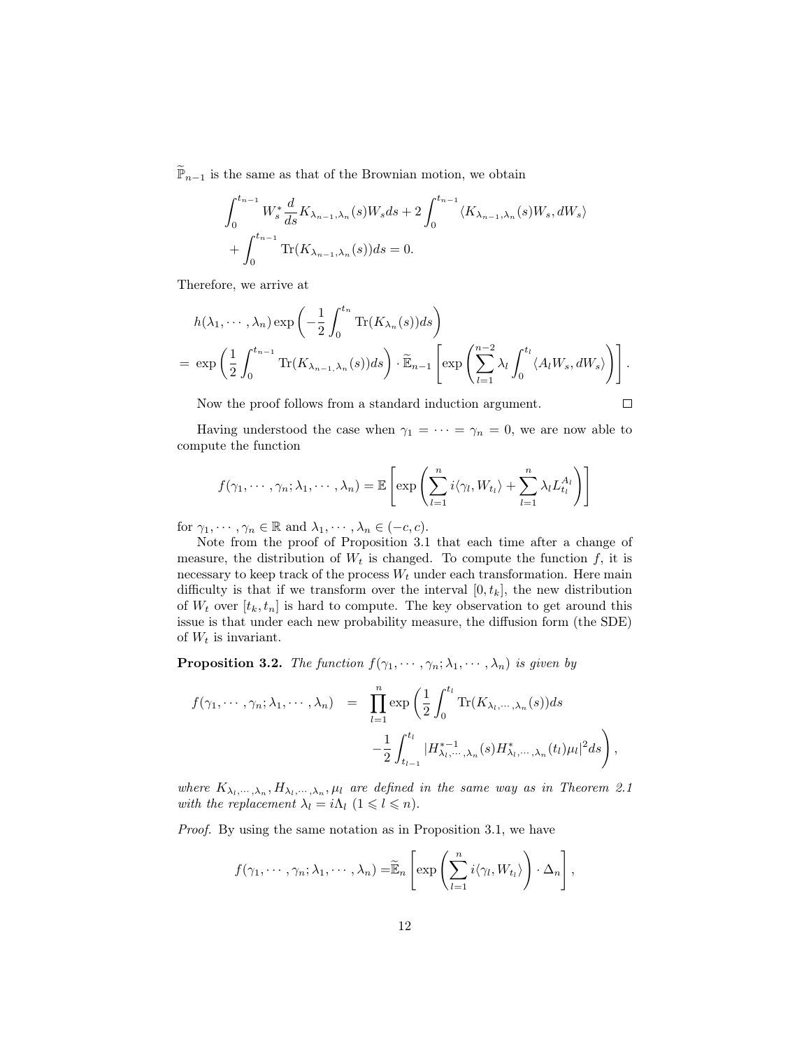$\widetilde{\mathbb{P}}_{n-1}$ is the same as that of the Brownian motion, we obtain

$$\int_0^{t_{n-1}} W_s^* \frac{d}{ds} K_{\lambda_{n-1},\lambda_n}(s) W_s ds + 2\int_0^{t_{n-1}} \langle K_{\lambda_{n-1},\lambda_n}(s) W_s, dW_s\rangle$$
$$+ \int_0^{t_{n-1}} \operatorname{Tr}(K_{\lambda_{n-1},\lambda_n}(s))ds = 0.$$

Therefore, we arrive at

$$h(\lambda_1,\cdots,\lambda_n)\exp\left(-\frac{1}{2}\int_0^{t_n}\operatorname{Tr}(K_{\lambda_n}(s))ds\right)$$
$$= \exp\left(\frac{1}{2}\int_0^{t_{n-1}}\operatorname{Tr}(K_{\lambda_{n-1},\lambda_n}(s))ds\right)\cdot \widetilde{\mathbb{E}}_{n-1}\left[\exp\left(\sum_{l=1}^{n-2}\lambda_l\int_0^{t_l}\langle A_l W_s, dW_s\rangle\right)\right].$$

Now the proof follows from a standard induction argument. $\square$

Having understood the case when $\gamma_1 = \cdots = \gamma_n = 0$, we are now able to compute the function

$$f(\gamma_1,\cdots,\gamma_n;\lambda_1,\cdots,\lambda_n) = \mathbb{E}\left[\exp\left(\sum_{l=1}^n i\langle\gamma_l, W_{t_l}\rangle + \sum_{l=1}^n \lambda_l L_{t_l}^{A_l}\right)\right]$$

for $\gamma_1,\cdots,\gamma_n \in \mathbb{R}$ and $\lambda_1,\cdots,\lambda_n \in (-c,c)$.

Note from the proof of Proposition 3.1 that each time after a change of measure, the distribution of $W_t$ is changed. To compute the function $f$, it is necessary to keep track of the process $W_t$ under each transformation. Here main difficulty is that if we transform over the interval $[0,t_k]$, the new distribution of $W_t$ over $[t_k,t_n]$ is hard to compute. The key observation to get around this issue is that under each new probability measure, the diffusion form (the SDE) of $W_t$ is invariant.

**Proposition 3.2.** *The function $f(\gamma_1,\cdots,\gamma_n;\lambda_1,\cdots,\lambda_n)$ is given by*

$$f(\gamma_1,\cdots,\gamma_n;\lambda_1,\cdots,\lambda_n) = \prod_{l=1}^n \exp\left(\frac{1}{2}\int_0^{t_l}\operatorname{Tr}(K_{\lambda_l,\cdots,\lambda_n}(s))ds \right.$$
$$\left. -\frac{1}{2}\int_{t_{l-1}}^{t_l} |H^{*-1}_{\lambda_l,\cdots,\lambda_n}(s)H^*_{\lambda_l,\cdots,\lambda_n}(t_l)\mu_l|^2 ds\right),$$

*where $K_{\lambda_l,\cdots,\lambda_n}, H_{\lambda_l,\cdots,\lambda_n}, \mu_l$ are defined in the same way as in Theorem 2.1 with the replacement $\lambda_l = i\Lambda_l$ $(1 \leqslant l \leqslant n)$.*

*Proof.* By using the same notation as in Proposition 3.1, we have

$$f(\gamma_1,\cdots,\gamma_n;\lambda_1,\cdots,\lambda_n) = \widetilde{\mathbb{E}}_n\left[\exp\left(\sum_{l=1}^n i\langle\gamma_l, W_{t_l}\rangle\right)\cdot\Delta_n\right],$$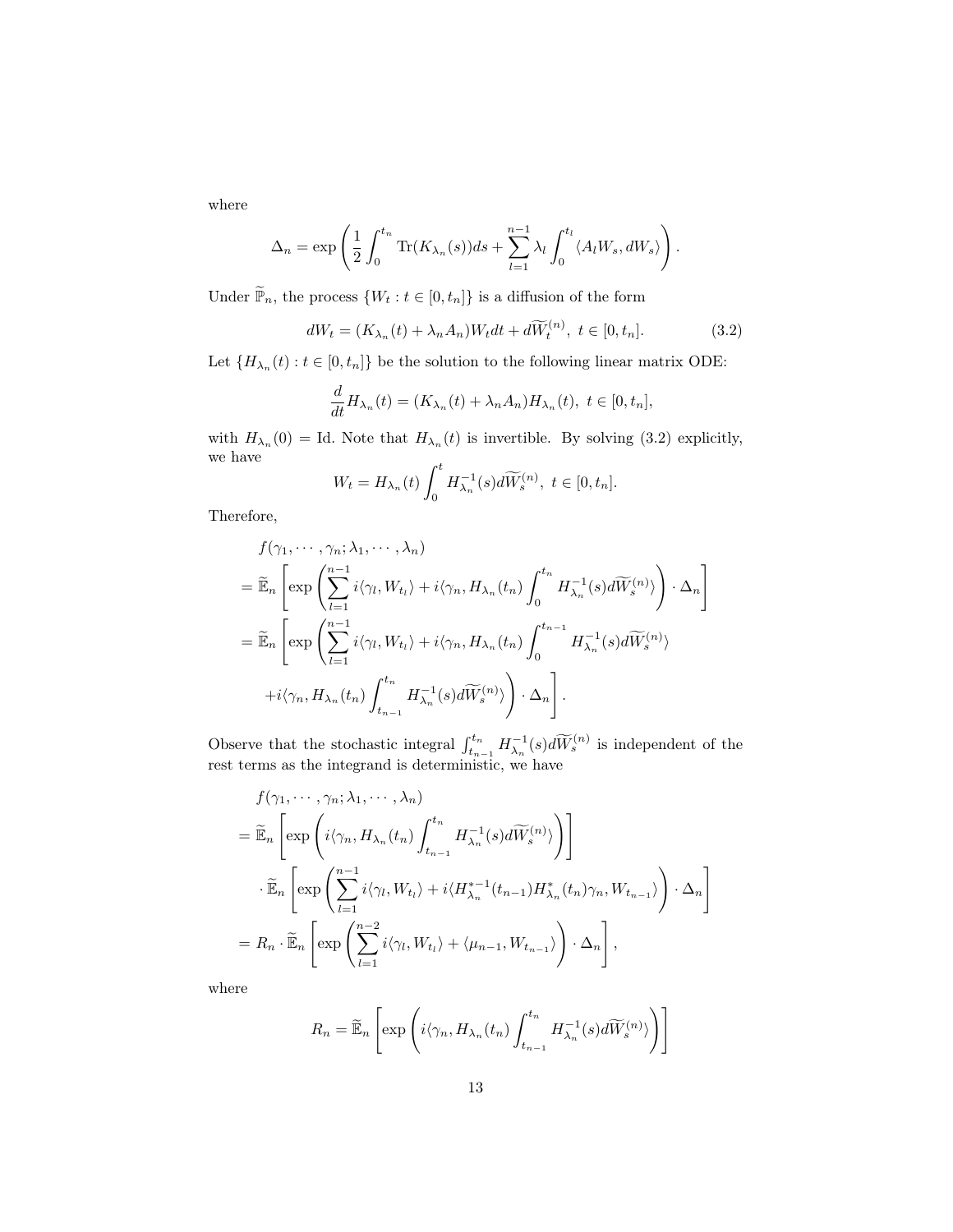where

$$\Delta_n = \exp\left(\frac{1}{2}\int_0^{t_n} \mathrm{Tr}(K_{\lambda_n}(s))ds + \sum_{l=1}^{n-1}\lambda_l \int_0^{t_l}\langle A_l W_s, dW_s\rangle\right).$$

Under $\widetilde{\mathbb{P}}_n$, the process $\{W_t : t\in[0,t_n]\}$ is a diffusion of the form

$$dW_t = (K_{\lambda_n}(t) + \lambda_n A_n)W_t dt + d\widetilde{W}_t^{(n)},\ t\in[0,t_n]. \tag{3.2}$$

Let $\{H_{\lambda_n}(t) : t\in[0,t_n]\}$ be the solution to the following linear matrix ODE:

$$\frac{d}{dt}H_{\lambda_n}(t) = (K_{\lambda_n}(t) + \lambda_n A_n)H_{\lambda_n}(t),\ t\in[0,t_n],$$

with $H_{\lambda_n}(0) = \mathrm{Id}$. Note that $H_{\lambda_n}(t)$ is invertible. By solving (3.2) explicitly, we have

$$W_t = H_{\lambda_n}(t)\int_0^t H_{\lambda_n}^{-1}(s)d\widetilde{W}_s^{(n)},\ t\in[0,t_n].$$

Therefore,

$$\begin{aligned}
&f(\gamma_1,\cdots,\gamma_n;\lambda_1,\cdots,\lambda_n)\\
&=\widetilde{\mathbb{E}}_n\left[\exp\left(\sum_{l=1}^{n-1} i\langle\gamma_l, W_{t_l}\rangle + i\langle\gamma_n, H_{\lambda_n}(t_n)\int_0^{t_n} H_{\lambda_n}^{-1}(s)d\widetilde{W}_s^{(n)}\rangle\right)\cdot\Delta_n\right]\\
&=\widetilde{\mathbb{E}}_n\left[\exp\left(\sum_{l=1}^{n-1} i\langle\gamma_l, W_{t_l}\rangle + i\langle\gamma_n, H_{\lambda_n}(t_n)\int_0^{t_{n-1}} H_{\lambda_n}^{-1}(s)d\widetilde{W}_s^{(n)}\rangle\right.\right.\\
&\quad\left.\left.+ i\langle\gamma_n, H_{\lambda_n}(t_n)\int_{t_{n-1}}^{t_n} H_{\lambda_n}^{-1}(s)d\widetilde{W}_s^{(n)}\rangle\right)\cdot\Delta_n\right].
\end{aligned}$$

Observe that the stochastic integral $\int_{t_{n-1}}^{t_n} H_{\lambda_n}^{-1}(s)d\widetilde{W}_s^{(n)}$ is independent of the rest terms as the integrand is deterministic, we have

$$\begin{aligned}
&f(\gamma_1,\cdots,\gamma_n;\lambda_1,\cdots,\lambda_n)\\
&=\widetilde{\mathbb{E}}_n\left[\exp\left(i\langle\gamma_n, H_{\lambda_n}(t_n)\int_{t_{n-1}}^{t_n} H_{\lambda_n}^{-1}(s)d\widetilde{W}_s^{(n)}\rangle\right)\right]\\
&\quad\cdot\widetilde{\mathbb{E}}_n\left[\exp\left(\sum_{l=1}^{n-1} i\langle\gamma_l, W_{t_l}\rangle + i\langle H_{\lambda_n}^{*-1}(t_{n-1})H_{\lambda_n}^*(t_n)\gamma_n, W_{t_{n-1}}\rangle\right)\cdot\Delta_n\right]\\
&= R_n\cdot\widetilde{\mathbb{E}}_n\left[\exp\left(\sum_{l=1}^{n-2} i\langle\gamma_l, W_{t_l}\rangle + \langle\mu_{n-1}, W_{t_{n-1}}\rangle\right)\cdot\Delta_n\right],
\end{aligned}$$

where

$$R_n = \widetilde{\mathbb{E}}_n\left[\exp\left(i\langle\gamma_n, H_{\lambda_n}(t_n)\int_{t_{n-1}}^{t_n} H_{\lambda_n}^{-1}(s)d\widetilde{W}_s^{(n)}\rangle\right)\right]$$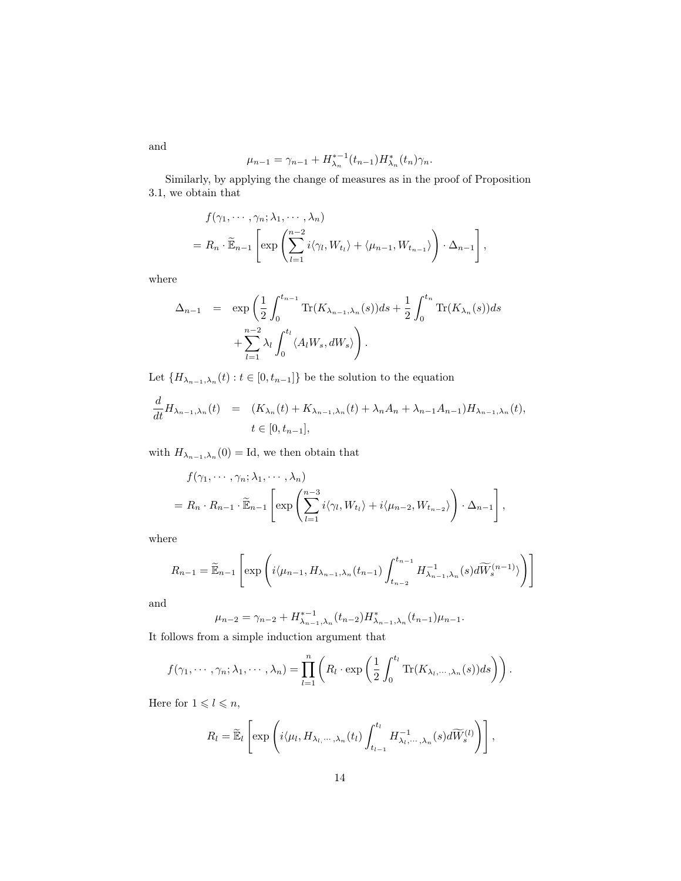and

$$\mu_{n-1} = \gamma_{n-1} + H^{*-1}_{\lambda_n}(t_{n-1}) H^*_{\lambda_n}(t_n)\gamma_n.$$

Similarly, by applying the change of measures as in the proof of Proposition 3.1, we obtain that

$$\begin{aligned}
& f(\gamma_1, \cdots, \gamma_n; \lambda_1, \cdots, \lambda_n) \\
&= R_n \cdot \widetilde{\mathbb{E}}_{n-1}\left[\exp\left(\sum_{l=1}^{n-2} i\langle \gamma_l, W_{t_l}\rangle + \langle \mu_{n-1}, W_{t_{n-1}}\rangle\right) \cdot \Delta_{n-1}\right],
\end{aligned}$$

where

$$\begin{aligned}
\Delta_{n-1} &= \exp\left(\frac{1}{2}\int_0^{t_{n-1}} \mathrm{Tr}(K_{\lambda_{n-1},\lambda_n}(s))ds + \frac{1}{2}\int_0^{t_n} \mathrm{Tr}(K_{\lambda_n}(s))ds \right.\\
&\quad \left. + \sum_{l=1}^{n-2} \lambda_l \int_0^{t_l} \langle A_l W_s, dW_s\rangle \right).
\end{aligned}$$

Let $\{H_{\lambda_{n-1},\lambda_n}(t) : t \in [0, t_{n-1}]\}$ be the solution to the equation

$$\begin{aligned}
\frac{d}{dt} H_{\lambda_{n-1},\lambda_n}(t) &= (K_{\lambda_n}(t) + K_{\lambda_{n-1},\lambda_n}(t) + \lambda_n A_n + \lambda_{n-1} A_{n-1}) H_{\lambda_{n-1},\lambda_n}(t), \\
& \quad t \in [0, t_{n-1}],
\end{aligned}$$

with $H_{\lambda_{n-1},\lambda_n}(0) = \mathrm{Id}$, we then obtain that

$$\begin{aligned}
& f(\gamma_1, \cdots, \gamma_n; \lambda_1, \cdots, \lambda_n) \\
&= R_n \cdot R_{n-1} \cdot \widetilde{\mathbb{E}}_{n-1}\left[\exp\left(\sum_{l=1}^{n-3} i\langle \gamma_l, W_{t_l}\rangle + i\langle \mu_{n-2}, W_{t_{n-2}}\rangle\right) \cdot \Delta_{n-1}\right],
\end{aligned}$$

where

$$R_{n-1} = \widetilde{\mathbb{E}}_{n-1}\left[\exp\left(i\langle \mu_{n-1}, H_{\lambda_{n-1},\lambda_n}(t_{n-1}) \int_{t_{n-2}}^{t_{n-1}} H^{-1}_{\lambda_{n-1},\lambda_n}(s) d\widetilde{W}^{(n-1)}_s\rangle\right)\right]$$

and

$$\mu_{n-2} = \gamma_{n-2} + H^{*-1}_{\lambda_{n-1},\lambda_n}(t_{n-2}) H^*_{\lambda_{n-1},\lambda_n}(t_{n-1})\mu_{n-1}.$$

It follows from a simple induction argument that

$$f(\gamma_1, \cdots, \gamma_n; \lambda_1, \cdots, \lambda_n) = \prod_{l=1}^{n}\left(R_l \cdot \exp\left(\frac{1}{2}\int_0^{t_l} \mathrm{Tr}(K_{\lambda_l,\cdots,\lambda_n}(s))ds\right)\right).$$

Here for $1 \leqslant l \leqslant n$,

$$R_l = \widetilde{\mathbb{E}}_l\left[\exp\left(i\langle \mu_l, H_{\lambda_l,\cdots,\lambda_n}(t_l) \int_{t_{l-1}}^{t_l} H^{-1}_{\lambda_l,\cdots,\lambda_n}(s) d\widetilde{W}^{(l)}_s\right)\right],$$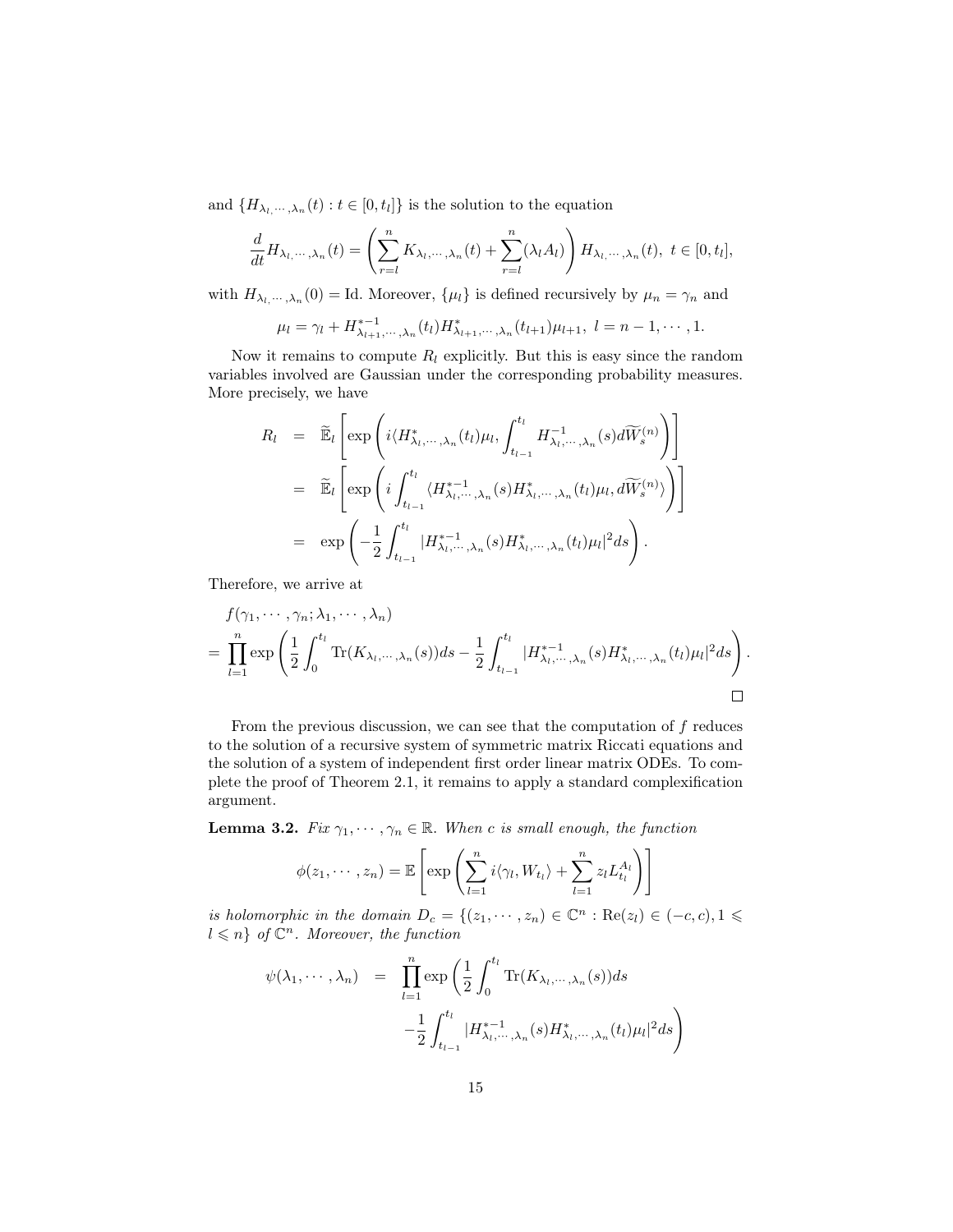and $\{H_{\lambda_l,\cdots,\lambda_n}(t) : t \in [0, t_l]\}$ is the solution to the equation

$$\frac{d}{dt} H_{\lambda_l,\cdots,\lambda_n}(t) = \left( \sum_{r=l}^{n} K_{\lambda_l,\cdots,\lambda_n}(t) + \sum_{r=l}^{n} (\lambda_l A_l) \right) H_{\lambda_l,\cdots,\lambda_n}(t), \ t \in [0, t_l],$$

with $H_{\lambda_l,\cdots,\lambda_n}(0) = \mathrm{Id}$. Moreover, $\{\mu_l\}$ is defined recursively by $\mu_n = \gamma_n$ and

$$\mu_l = \gamma_l + H^{*-1}_{\lambda_{l+1},\cdots,\lambda_n}(t_l) H^{*}_{\lambda_{l+1},\cdots,\lambda_n}(t_{l+1}) \mu_{l+1}, \ l = n-1, \cdots, 1.$$

Now it remains to compute $R_l$ explicitly. But this is easy since the random variables involved are Gaussian under the corresponding probability measures. More precisely, we have

$$\begin{aligned} R_l &= \widetilde{\mathbb{E}}_l \left[ \exp\left( i \langle H^{*}_{\lambda_l,\cdots,\lambda_n}(t_l)\mu_l, \int_{t_{l-1}}^{t_l} H^{-1}_{\lambda_l,\cdots,\lambda_n}(s) d\widetilde{W}^{(n)}_s \right) \right] \\ &= \widetilde{\mathbb{E}}_l \left[ \exp\left( i \int_{t_{l-1}}^{t_l} \langle H^{*-1}_{\lambda_l,\cdots,\lambda_n}(s) H^{*}_{\lambda_l,\cdots,\lambda_n}(t_l)\mu_l, d\widetilde{W}^{(n)}_s \rangle \right) \right] \\ &= \exp\left( -\frac{1}{2} \int_{t_{l-1}}^{t_l} |H^{*-1}_{\lambda_l,\cdots,\lambda_n}(s) H^{*}_{\lambda_l,\cdots,\lambda_n}(t_l)\mu_l|^2 ds \right). \end{aligned}$$

Therefore, we arrive at

$$\begin{aligned} & f(\gamma_1, \cdots, \gamma_n; \lambda_1, \cdots, \lambda_n) \\ = & \prod_{l=1}^{n} \exp\left( \frac{1}{2} \int_0^{t_l} \mathrm{Tr}(K_{\lambda_l,\cdots,\lambda_n}(s)) ds - \frac{1}{2} \int_{t_{l-1}}^{t_l} |H^{*-1}_{\lambda_l,\cdots,\lambda_n}(s) H^{*}_{\lambda_l,\cdots,\lambda_n}(t_l)\mu_l|^2 ds \right). \end{aligned}$$

□

From the previous discussion, we can see that the computation of $f$ reduces to the solution of a recursive system of symmetric matrix Riccati equations and the solution of a system of independent first order linear matrix ODEs. To complete the proof of Theorem 2.1, it remains to apply a standard complexification argument.

**Lemma 3.2.** *Fix $\gamma_1, \cdots, \gamma_n \in \mathbb{R}$. When $c$ is small enough, the function*

$$\phi(z_1, \cdots, z_n) = \mathbb{E}\left[ \exp\left( \sum_{l=1}^{n} i \langle \gamma_l, W_{t_l} \rangle + \sum_{l=1}^{n} z_l L^{A_l}_{t_l} \right) \right]$$

*is holomorphic in the domain $D_c = \{(z_1, \cdots, z_n) \in \mathbb{C}^n : \mathrm{Re}(z_l) \in (-c, c), 1 \leqslant l \leqslant n\}$ of $\mathbb{C}^n$. Moreover, the function*

$$\begin{aligned} \psi(\lambda_1, \cdots, \lambda_n) \ = \ & \prod_{l=1}^{n} \exp\left( \frac{1}{2} \int_0^{t_l} \mathrm{Tr}(K_{\lambda_l,\cdots,\lambda_n}(s)) ds \right. \\ & \left. - \frac{1}{2} \int_{t_{l-1}}^{t_l} |H^{*-1}_{\lambda_l,\cdots,\lambda_n}(s) H^{*}_{\lambda_l,\cdots,\lambda_n}(t_l)\mu_l|^2 ds \right) \end{aligned}$$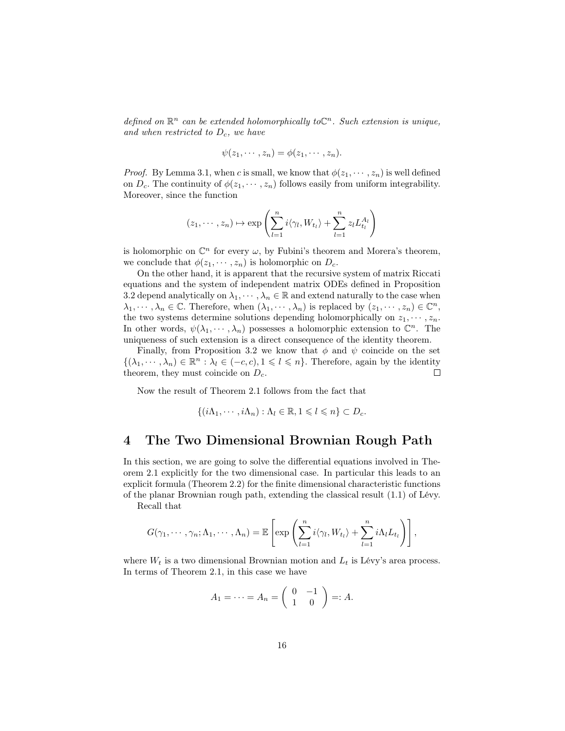*defined on $\mathbb{R}^n$ can be extended holomorphically to$\mathbb{C}^n$. Such extension is unique, and when restricted to $D_c$, we have*

$$\psi(z_1, \cdots, z_n) = \phi(z_1, \cdots, z_n).$$

*Proof.* By Lemma 3.1, when $c$ is small, we know that $\phi(z_1, \cdots, z_n)$ is well defined on $D_c$. The continuity of $\phi(z_1, \cdots, z_n)$ follows easily from uniform integrability. Moreover, since the function

$$(z_1, \cdots, z_n) \mapsto \exp\left(\sum_{l=1}^{n} i\langle \gamma_l, W_{t_l}\rangle + \sum_{l=1}^{n} z_l L_{t_l}^{A_l}\right)$$

is holomorphic on $\mathbb{C}^n$ for every $\omega$, by Fubini's theorem and Morera's theorem, we conclude that $\phi(z_1, \cdots, z_n)$ is holomorphic on $D_c$.

On the other hand, it is apparent that the recursive system of matrix Riccati equations and the system of independent matrix ODEs defined in Proposition 3.2 depend analytically on $\lambda_1, \cdots, \lambda_n \in \mathbb{R}$ and extend naturally to the case when $\lambda_1, \cdots, \lambda_n \in \mathbb{C}$. Therefore, when $(\lambda_1, \cdots, \lambda_n)$ is replaced by $(z_1, \cdots, z_n) \in \mathbb{C}^n$, the two systems determine solutions depending holomorphically on $z_1, \cdots, z_n$. In other words, $\psi(\lambda_1, \cdots, \lambda_n)$ possesses a holomorphic extension to $\mathbb{C}^n$. The uniqueness of such extension is a direct consequence of the identity theorem.

Finally, from Proposition 3.2 we know that $\phi$ and $\psi$ coincide on the set $\{(\lambda_1, \cdots, \lambda_n) \in \mathbb{R}^n : \lambda_l \in (-c, c), 1 \leqslant l \leqslant n\}$. Therefore, again by the identity theorem, they must coincide on $D_c$. $\square$

Now the result of Theorem 2.1 follows from the fact that

$$\{(i\Lambda_1, \cdots, i\Lambda_n) : \Lambda_l \in \mathbb{R}, 1 \leqslant l \leqslant n\} \subset D_c.$$

# 4 The Two Dimensional Brownian Rough Path

In this section, we are going to solve the differential equations involved in Theorem 2.1 explicitly for the two dimensional case. In particular this leads to an explicit formula (Theorem 2.2) for the finite dimensional characteristic functions of the planar Brownian rough path, extending the classical result (1.1) of Lévy.

Recall that

$$G(\gamma_1, \cdots, \gamma_n; \Lambda_1, \cdots, \Lambda_n) = \mathbb{E}\left[\exp\left(\sum_{l=1}^{n} i\langle \gamma_l, W_{t_l}\rangle + \sum_{l=1}^{n} i\Lambda_l L_{t_l}\right)\right],$$

where $W_t$ is a two dimensional Brownian motion and $L_t$ is Lévy's area process. In terms of Theorem 2.1, in this case we have

$$A_1 = \cdots = A_n = \begin{pmatrix} 0 & -1 \\ 1 & 0 \end{pmatrix} =: A.$$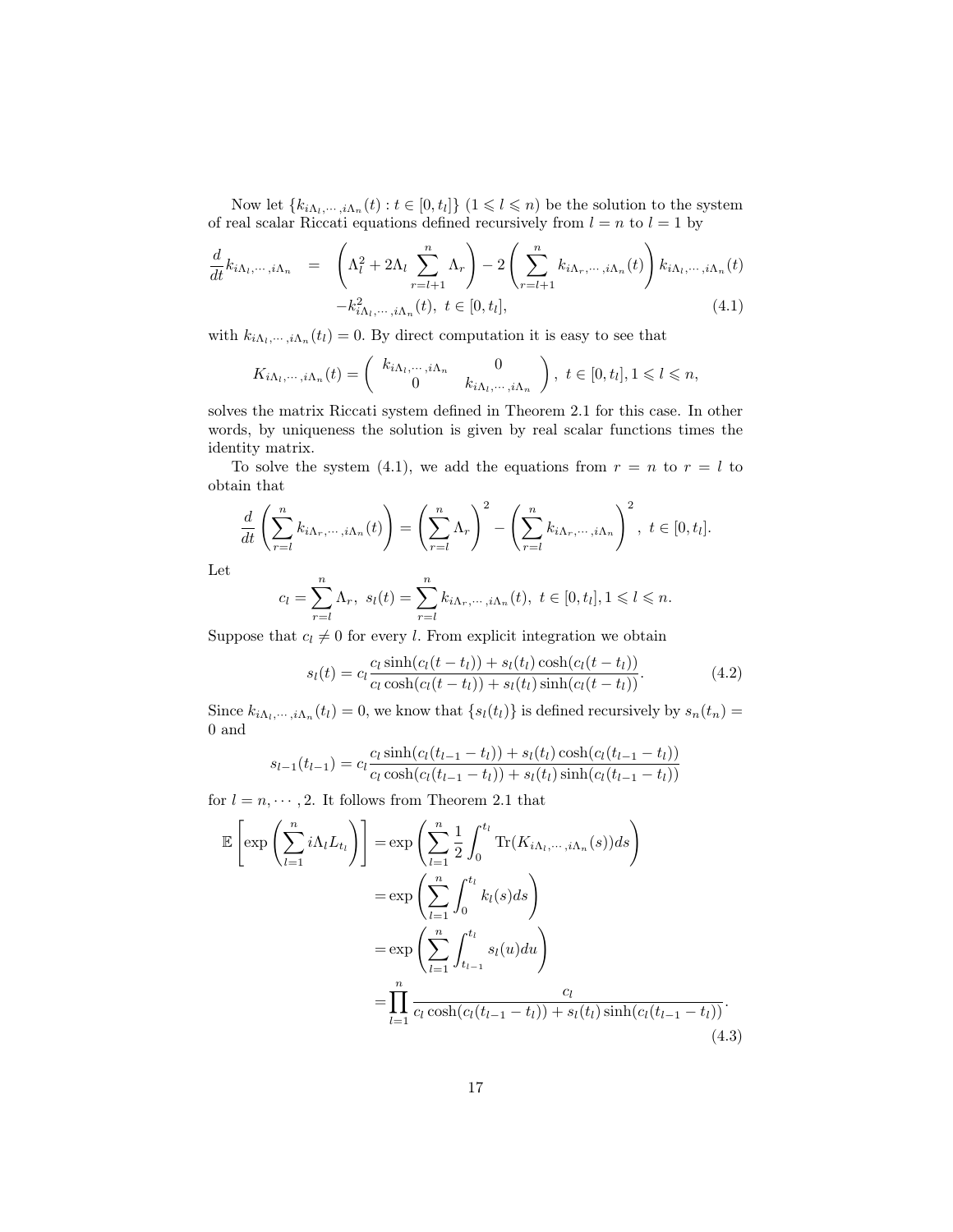Now let $\{k_{i\Lambda_l,\cdots,i\Lambda_n}(t) : t \in [0, t_l]\}$ $(1 \leqslant l \leqslant n)$ be the solution to the system of real scalar Riccati equations defined recursively from $l = n$ to $l = 1$ by

$$
\begin{aligned}
\frac{d}{dt} k_{i\Lambda_l,\cdots,i\Lambda_n} &= \left(\Lambda_l^2 + 2\Lambda_l \sum_{r=l+1}^{n} \Lambda_r\right) - 2\left(\sum_{r=l+1}^{n} k_{i\Lambda_r,\cdots,i\Lambda_n}(t)\right) k_{i\Lambda_l,\cdots,i\Lambda_n}(t) \\
&\quad - k_{i\Lambda_l,\cdots,i\Lambda_n}^2(t),\ t \in [0, t_l],
\end{aligned}
\tag{4.1}
$$

with $k_{i\Lambda_l,\cdots,i\Lambda_n}(t_l) = 0$. By direct computation it is easy to see that

$$
K_{i\Lambda_l,\cdots,i\Lambda_n}(t) = \begin{pmatrix} k_{i\Lambda_l,\cdots,i\Lambda_n} & 0 \\ 0 & k_{i\Lambda_l,\cdots,i\Lambda_n} \end{pmatrix},\ t \in [0, t_l], 1 \leqslant l \leqslant n,
$$

solves the matrix Riccati system defined in Theorem 2.1 for this case. In other words, by uniqueness the solution is given by real scalar functions times the identity matrix.

To solve the system (4.1), we add the equations from $r = n$ to $r = l$ to obtain that

$$
\frac{d}{dt}\left(\sum_{r=l}^{n} k_{i\Lambda_r,\cdots,i\Lambda_n}(t)\right) = \left(\sum_{r=l}^{n} \Lambda_r\right)^2 - \left(\sum_{r=l}^{n} k_{i\Lambda_r,\cdots,i\Lambda_n}\right)^2,\ t \in [0, t_l].
$$

Let

$$
c_l = \sum_{r=l}^{n} \Lambda_r,\ s_l(t) = \sum_{r=l}^{n} k_{i\Lambda_r,\cdots,i\Lambda_n}(t),\ t \in [0, t_l], 1 \leqslant l \leqslant n.
$$

Suppose that $c_l \neq 0$ for every $l$. From explicit integration we obtain

$$
s_l(t) = c_l \frac{c_l \sinh(c_l(t - t_l)) + s_l(t_l)\cosh(c_l(t - t_l))}{c_l \cosh(c_l(t - t_l)) + s_l(t_l)\sinh(c_l(t - t_l))}.
\tag{4.2}
$$

Since $k_{i\Lambda_l,\cdots,i\Lambda_n}(t_l) = 0$, we know that $\{s_l(t_l)\}$ is defined recursively by $s_n(t_n) = 0$ and

$$
s_{l-1}(t_{l-1}) = c_l \frac{c_l \sinh(c_l(t_{l-1} - t_l)) + s_l(t_l)\cosh(c_l(t_{l-1} - t_l))}{c_l \cosh(c_l(t_{l-1} - t_l)) + s_l(t_l)\sinh(c_l(t_{l-1} - t_l))}
$$

for $l = n, \cdots, 2$. It follows from Theorem 2.1 that

$$
\begin{aligned}
\mathbb{E}\left[\exp\left(\sum_{l=1}^{n} i\Lambda_l L_{t_l}\right)\right] &= \exp\left(\sum_{l=1}^{n} \frac{1}{2}\int_0^{t_l} \operatorname{Tr}(K_{i\Lambda_l,\cdots,i\Lambda_n}(s))ds\right) \\
&= \exp\left(\sum_{l=1}^{n} \int_0^{t_l} k_l(s)ds\right) \\
&= \exp\left(\sum_{l=1}^{n} \int_{t_{l-1}}^{t_l} s_l(u)du\right) \\
&= \prod_{l=1}^{n} \frac{c_l}{c_l \cosh(c_l(t_{l-1} - t_l)) + s_l(t_l)\sinh(c_l(t_{l-1} - t_l))}.
\end{aligned}
\tag{4.3}
$$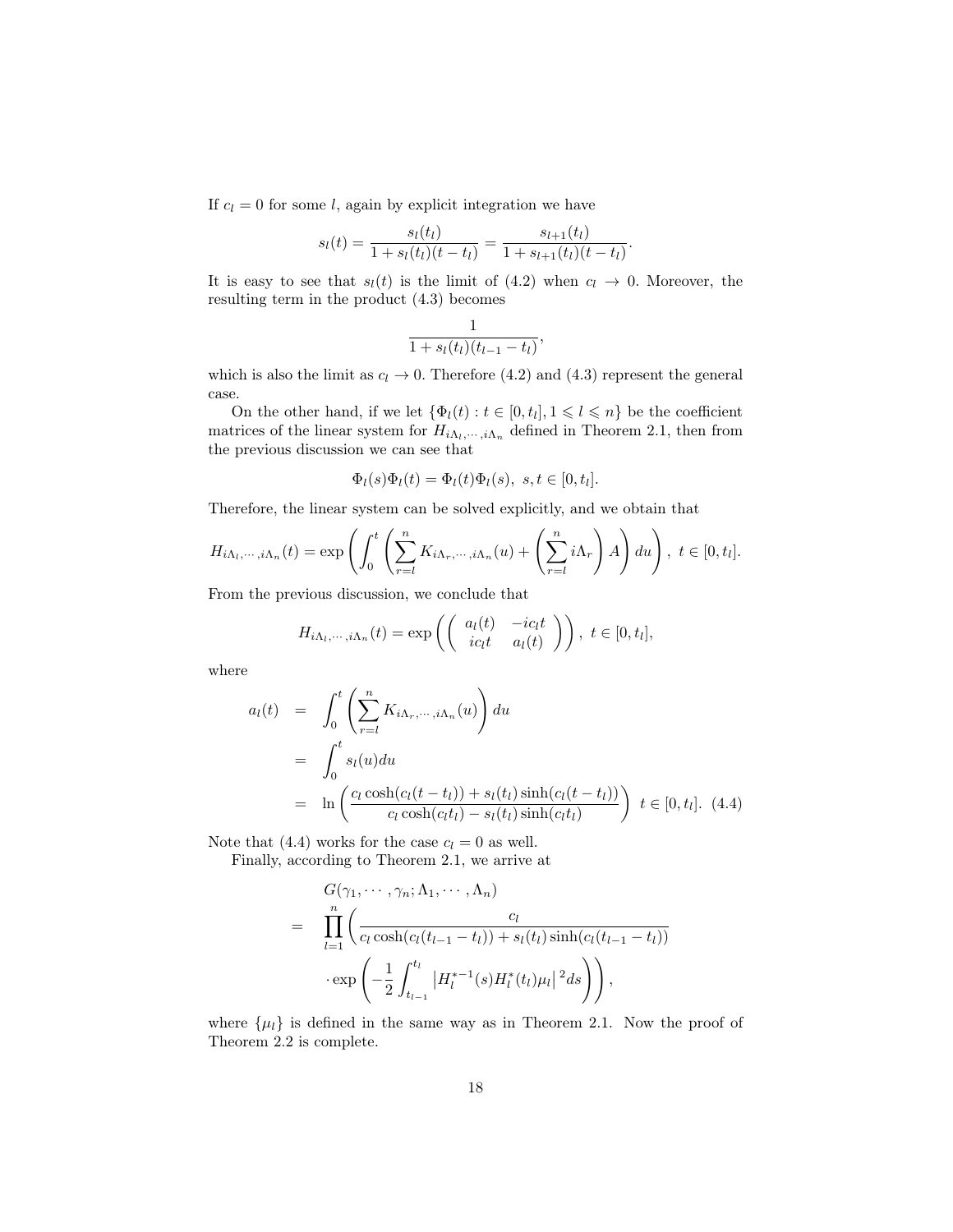If $c_l = 0$ for some $l$, again by explicit integration we have

$$s_l(t) = \frac{s_l(t_l)}{1 + s_l(t_l)(t - t_l)} = \frac{s_{l+1}(t_l)}{1 + s_{l+1}(t_l)(t - t_l)}.$$

It is easy to see that $s_l(t)$ is the limit of (4.2) when $c_l \to 0$. Moreover, the resulting term in the product (4.3) becomes

$$\frac{1}{1 + s_l(t_l)(t_{l-1} - t_l)},$$

which is also the limit as $c_l \to 0$. Therefore (4.2) and (4.3) represent the general case.

On the other hand, if we let $\{\Phi_l(t) : t \in [0, t_l], 1 \leqslant l \leqslant n\}$ be the coefficient matrices of the linear system for $H_{i\Lambda_l, \cdots, i\Lambda_n}$ defined in Theorem 2.1, then from the previous discussion we can see that

$$\Phi_l(s)\Phi_l(t) = \Phi_l(t)\Phi_l(s), \ s, t \in [0, t_l].$$

Therefore, the linear system can be solved explicitly, and we obtain that

$$H_{i\Lambda_l, \cdots, i\Lambda_n}(t) = \exp\left(\int_0^t \left(\sum_{r=l}^n K_{i\Lambda_r, \cdots, i\Lambda_n}(u) + \left(\sum_{r=l}^n i\Lambda_r\right) A\right) du\right), \ t \in [0, t_l].$$

From the previous discussion, we conclude that

$$H_{i\Lambda_l, \cdots, i\Lambda_n}(t) = \exp\left(\left(\begin{array}{cc} a_l(t) & -ic_l t \\ ic_l t & a_l(t) \end{array}\right)\right), \ t \in [0, t_l],$$

where

$$\begin{aligned} a_l(t) &= \int_0^t \left(\sum_{r=l}^n K_{i\Lambda_r, \cdots, i\Lambda_n}(u)\right) du \\ &= \int_0^t s_l(u) du \\ &= \ln\left(\frac{c_l \cosh(c_l(t - t_l)) + s_l(t_l)\sinh(c_l(t - t_l))}{c_l \cosh(c_l t_l) - s_l(t_l)\sinh(c_l t_l)}\right) \ t \in [0, t_l]. \quad (4.4) \end{aligned}$$

Note that (4.4) works for the case $c_l = 0$ as well.

Finally, according to Theorem 2.1, we arrive at

$$\begin{aligned} & G(\gamma_1, \cdots, \gamma_n; \Lambda_1, \cdots, \Lambda_n) \\ = & \prod_{l=1}^n \Bigg( \frac{c_l}{c_l \cosh(c_l(t_{l-1} - t_l)) + s_l(t_l)\sinh(c_l(t_{l-1} - t_l))} \\ & \cdot \exp\left(-\frac{1}{2}\int_{t_{l-1}}^{t_l} \left|H_l^{*-1}(s)H_l^*(t_l)\mu_l\right|^2 ds\right)\Bigg), \end{aligned}$$

where $\{\mu_l\}$ is defined in the same way as in Theorem 2.1. Now the proof of Theorem 2.2 is complete.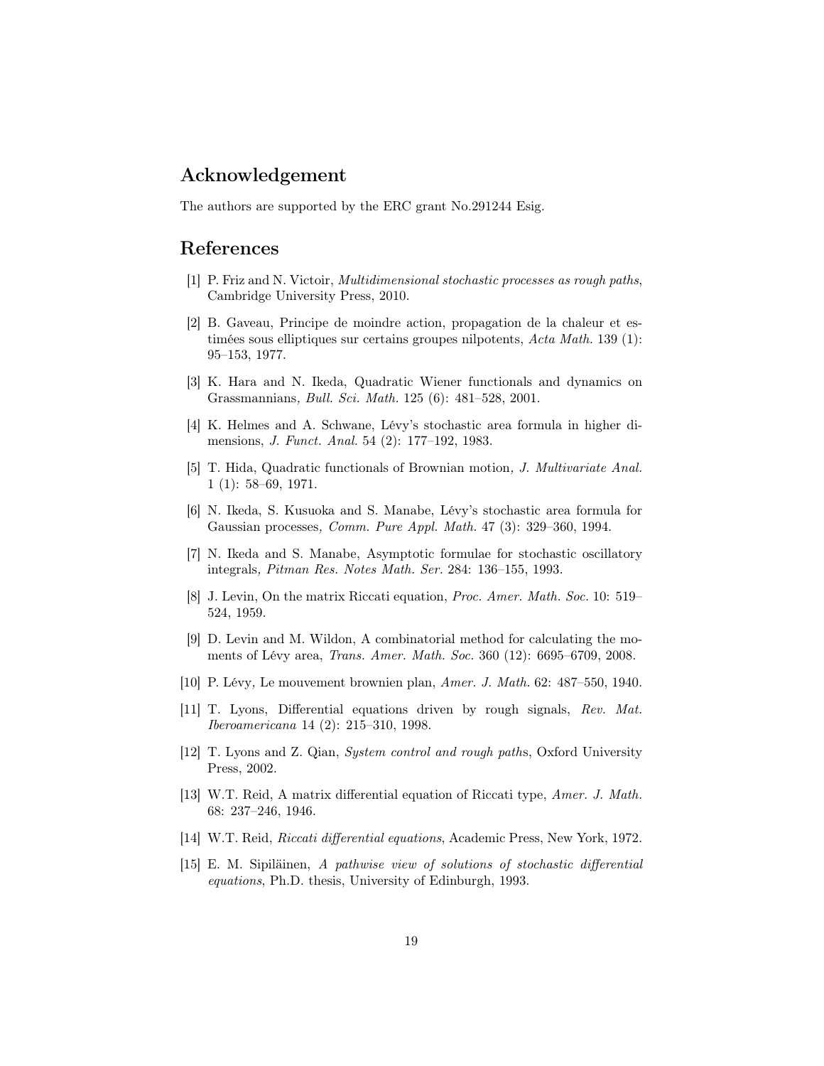## Acknowledgement

The authors are supported by the ERC grant No.291244 Esig.

## References

[1] P. Friz and N. Victoir, *Multidimensional stochastic processes as rough paths*, Cambridge University Press, 2010.

[2] B. Gaveau, Principe de moindre action, propagation de la chaleur et estimées sous elliptiques sur certains groupes nilpotents, *Acta Math.* 139 (1): 95–153, 1977.

[3] K. Hara and N. Ikeda, Quadratic Wiener functionals and dynamics on Grassmannians*, Bull. Sci. Math.* 125 (6): 481–528, 2001.

[4] K. Helmes and A. Schwane, Lévy's stochastic area formula in higher dimensions, *J. Funct. Anal.* 54 (2): 177–192, 1983.

[5] T. Hida, Quadratic functionals of Brownian motion*, J. Multivariate Anal.* 1 (1): 58–69, 1971.

[6] N. Ikeda, S. Kusuoka and S. Manabe, Lévy's stochastic area formula for Gaussian processes*, Comm. Pure Appl. Math.* 47 (3): 329–360, 1994.

[7] N. Ikeda and S. Manabe, Asymptotic formulae for stochastic oscillatory integrals*, Pitman Res. Notes Math. Ser.* 284: 136–155, 1993.

[8] J. Levin, On the matrix Riccati equation, *Proc. Amer. Math. Soc.* 10: 519–524, 1959.

[9] D. Levin and M. Wildon, A combinatorial method for calculating the moments of Lévy area, *Trans. Amer. Math. Soc.* 360 (12): 6695–6709, 2008.

[10] P. Lévy, Le mouvement brownien plan, *Amer. J. Math.* 62: 487–550, 1940.

[11] T. Lyons, Differential equations driven by rough signals, *Rev. Mat. Iberoamericana* 14 (2): 215–310, 1998.

[12] T. Lyons and Z. Qian, *System control and rough paths*, Oxford University Press, 2002.

[13] W.T. Reid, A matrix differential equation of Riccati type, *Amer. J. Math.* 68: 237–246, 1946.

[14] W.T. Reid, *Riccati differential equations*, Academic Press, New York, 1972.

[15] E. M. Sipiläinen, *A pathwise view of solutions of stochastic differential equations*, Ph.D. thesis, University of Edinburgh, 1993.